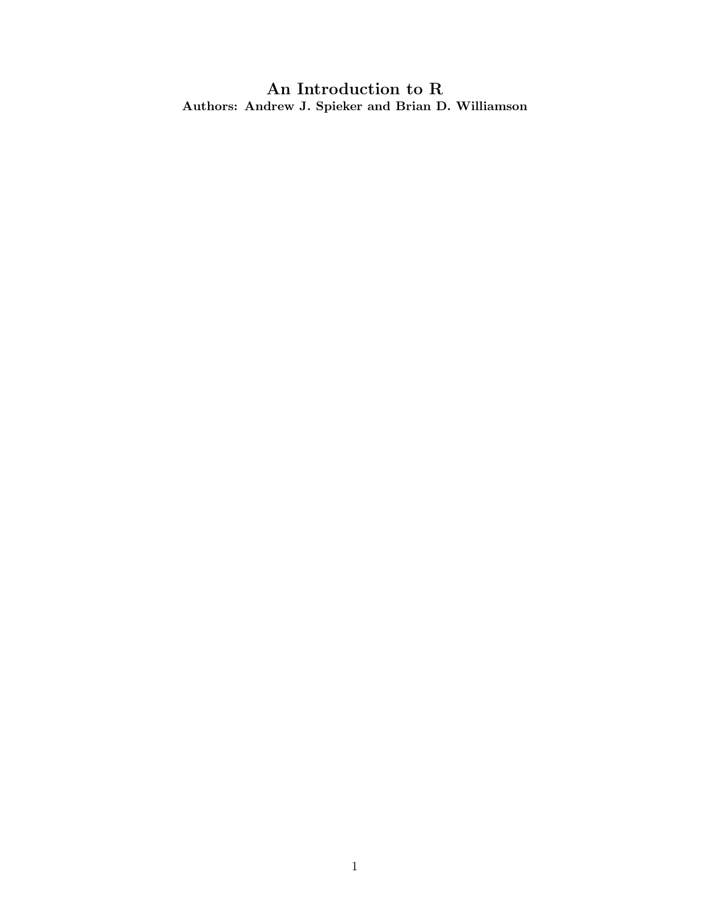# An Introduction to R

**Authors: Andrew J. Spieker and Brian D. Williamson**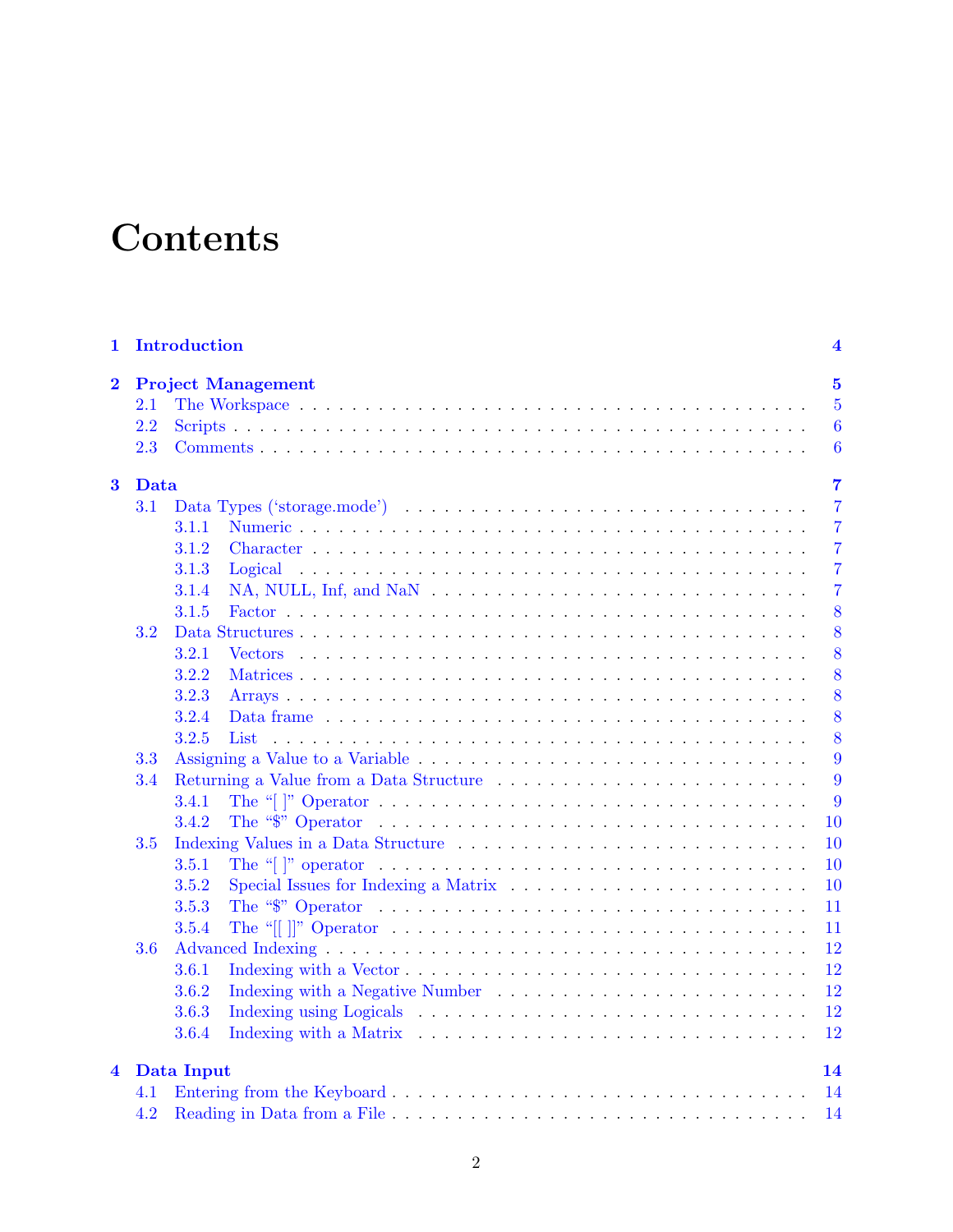# Contents

**1 Introduction** **4**

**2 Project Management** **5**

- 2.1 The Workspace . . . . . 5
- 2.2 Scripts . . . . . 6
- 2.3 Comments . . . . . 6

**3 Data** **7**

- 3.1 Data Types ('storage.mode') . . . . . 7
  - 3.1.1 Numeric . . . . . 7
  - 3.1.2 Character . . . . . 7
  - 3.1.3 Logical . . . . . 7
  - 3.1.4 NA, NULL, Inf, and NaN . . . . . 7
  - 3.1.5 Factor . . . . . 8
- 3.2 Data Structures . . . . . 8
  - 3.2.1 Vectors . . . . . 8
  - 3.2.2 Matrices . . . . . 8
  - 3.2.3 Arrays . . . . . 8
  - 3.2.4 Data frame . . . . . 8
  - 3.2.5 List . . . . . 8
- 3.3 Assigning a Value to a Variable . . . . . 9
- 3.4 Returning a Value from a Data Structure . . . . . 9
  - 3.4.1 The "[ ]" Operator . . . . . 9
  - 3.4.2 The "$" Operator . . . . . 10
- 3.5 Indexing Values in a Data Structure . . . . . 10
  - 3.5.1 The "[ ]" operator . . . . . 10
  - 3.5.2 Special Issues for Indexing a Matrix . . . . . 10
  - 3.5.3 The "$" Operator . . . . . 11
  - 3.5.4 The "[[ ]]" Operator . . . . . 11
- 3.6 Advanced Indexing . . . . . 12
  - 3.6.1 Indexing with a Vector . . . . . 12
  - 3.6.2 Indexing with a Negative Number . . . . . 12
  - 3.6.3 Indexing using Logicals . . . . . 12
  - 3.6.4 Indexing with a Matrix . . . . . 12

**4 Data Input** **14**

- 4.1 Entering from the Keyboard . . . . . 14
- 4.2 Reading in Data from a File . . . . . 14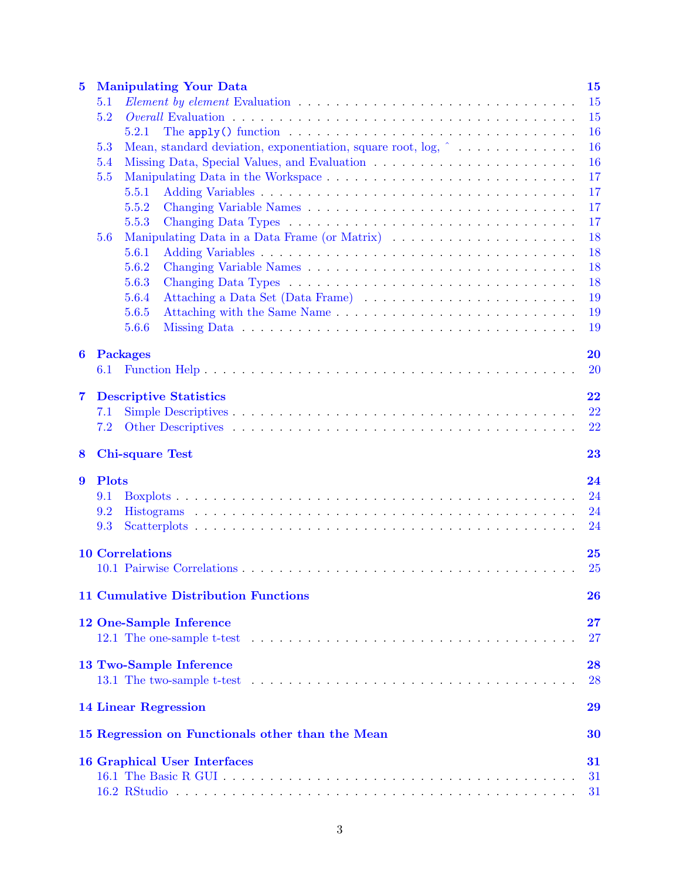**5 Manipulating Your Data** 15
- 5.1 *Element by element* Evaluation . . . 15
- 5.2 *Overall* Evaluation . . . 15
  - 5.2.1 The `apply()` function . . . 16
- 5.3 Mean, standard deviation, exponentiation, square root, log, ˆ . . . 16
- 5.4 Missing Data, Special Values, and Evaluation . . . 16
- 5.5 Manipulating Data in the Workspace . . . 17
  - 5.5.1 Adding Variables . . . 17
  - 5.5.2 Changing Variable Names . . . 17
  - 5.5.3 Changing Data Types . . . 17
- 5.6 Manipulating Data in a Data Frame (or Matrix) . . . 18
  - 5.6.1 Adding Variables . . . 18
  - 5.6.2 Changing Variable Names . . . 18
  - 5.6.3 Changing Data Types . . . 18
  - 5.6.4 Attaching a Data Set (Data Frame) . . . 19
  - 5.6.5 Attaching with the Same Name . . . 19
  - 5.6.6 Missing Data . . . 19

**6 Packages** 20
- 6.1 Function Help . . . 20

**7 Descriptive Statistics** 22
- 7.1 Simple Descriptives . . . 22
- 7.2 Other Descriptives . . . 22

**8 Chi-square Test** 23

**9 Plots** 24
- 9.1 Boxplots . . . 24
- 9.2 Histograms . . . 24
- 9.3 Scatterplots . . . 24

**10 Correlations** 25
- 10.1 Pairwise Correlations . . . 25

**11 Cumulative Distribution Functions** 26

**12 One-Sample Inference** 27
- 12.1 The one-sample t-test . . . 27

**13 Two-Sample Inference** 28
- 13.1 The two-sample t-test . . . 28

**14 Linear Regression** 29

**15 Regression on Functionals other than the Mean** 30

**16 Graphical User Interfaces** 31
- 16.1 The Basic R GUI . . . 31
- 16.2 RStudio . . . 31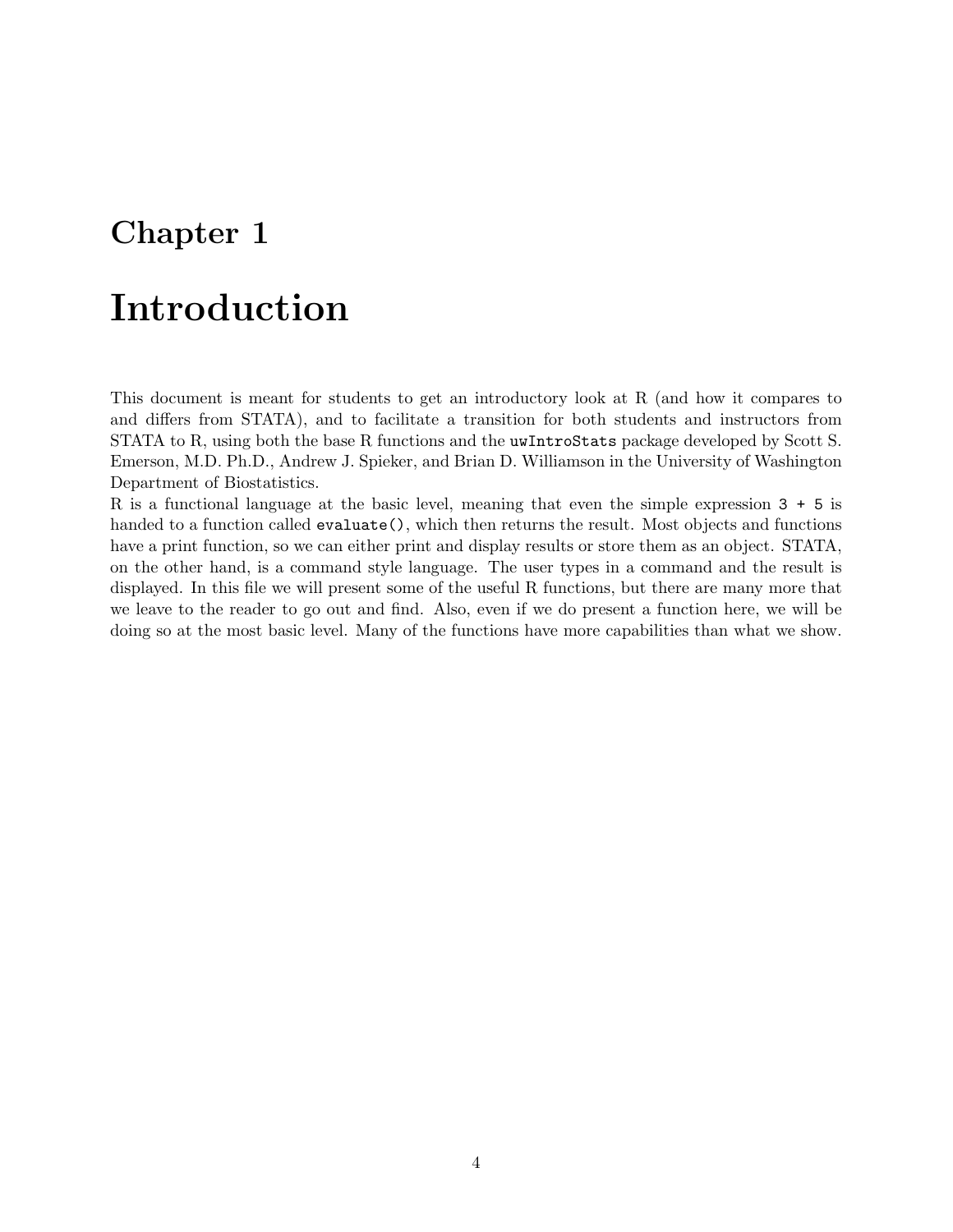# Chapter 1

# Introduction

This document is meant for students to get an introductory look at R (and how it compares to and differs from STATA), and to facilitate a transition for both students and instructors from STATA to R, using both the base R functions and the `uwIntroStats` package developed by Scott S. Emerson, M.D. Ph.D., Andrew J. Spieker, and Brian D. Williamson in the University of Washington Department of Biostatistics.

R is a functional language at the basic level, meaning that even the simple expression `3 + 5` is handed to a function called `evaluate()`, which then returns the result. Most objects and functions have a print function, so we can either print and display results or store them as an object. STATA, on the other hand, is a command style language. The user types in a command and the result is displayed. In this file we will present some of the useful R functions, but there are many more that we leave to the reader to go out and find. Also, even if we do present a function here, we will be doing so at the most basic level. Many of the functions have more capabilities than what we show.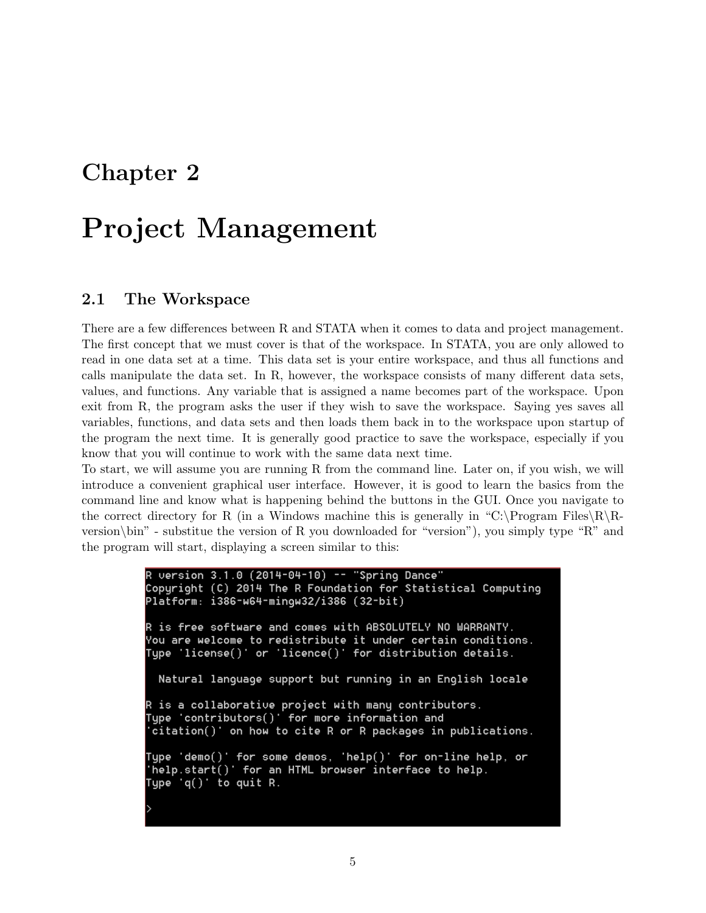# Chapter 2

# Project Management

## 2.1 The Workspace

There are a few differences between R and STATA when it comes to data and project management. The first concept that we must cover is that of the workspace. In STATA, you are only allowed to read in one data set at a time. This data set is your entire workspace, and thus all functions and calls manipulate the data set. In R, however, the workspace consists of many different data sets, values, and functions. Any variable that is assigned a name becomes part of the workspace. Upon exit from R, the program asks the user if they wish to save the workspace. Saying yes saves all variables, functions, and data sets and then loads them back in to the workspace upon startup of the program the next time. It is generally good practice to save the workspace, especially if you know that you will continue to work with the same data next time.

To start, we will assume you are running R from the command line. Later on, if you wish, we will introduce a convenient graphical user interface. However, it is good to learn the basics from the command line and know what is happening behind the buttons in the GUI. Once you navigate to the correct directory for R (in a Windows machine this is generally in "C:\Program Files\R\R-version\bin" - substitue the version of R you downloaded for "version"), you simply type "R" and the program will start, displaying a screen similar to this:

```
R version 3.1.0 (2014-04-10) -- "Spring Dance"
Copyright (C) 2014 The R Foundation for Statistical Computing
Platform: i386-w64-mingw32/i386 (32-bit)

R is free software and comes with ABSOLUTELY NO WARRANTY.
You are welcome to redistribute it under certain conditions.
Type 'license()' or 'licence()' for distribution details.

  Natural language support but running in an English locale

R is a collaborative project with many contributors.
Type 'contributors()' for more information and
'citation()' on how to cite R or R packages in publications.

Type 'demo()' for some demos, 'help()' for on-line help, or
'help.start()' for an HTML browser interface to help.
Type 'q()' to quit R.

>
```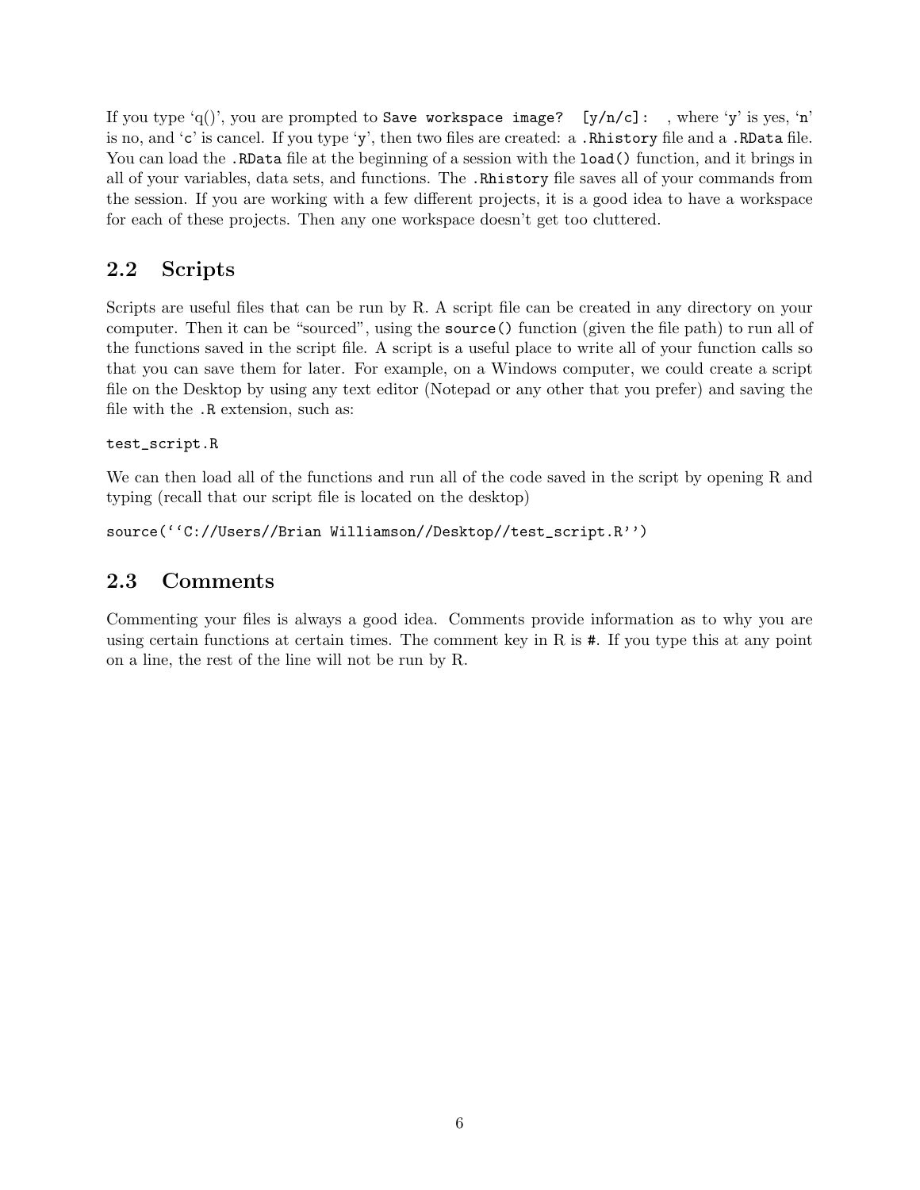If you type 'q()', you are prompted to `Save workspace image? [y/n/c]:` , where 'y' is yes, 'n' is no, and 'c' is cancel. If you type 'y', then two files are created: a `.Rhistory` file and a `.RData` file. You can load the `.RData` file at the beginning of a session with the `load()` function, and it brings in all of your variables, data sets, and functions. The `.Rhistory` file saves all of your commands from the session. If you are working with a few different projects, it is a good idea to have a workspace for each of these projects. Then any one workspace doesn't get too cluttered.

## 2.2 Scripts

Scripts are useful files that can be run by R. A script file can be created in any directory on your computer. Then it can be "sourced", using the `source()` function (given the file path) to run all of the functions saved in the script file. A script is a useful place to write all of your function calls so that you can save them for later. For example, on a Windows computer, we could create a script file on the Desktop by using any text editor (Notepad or any other that you prefer) and saving the file with the `.R` extension, such as:

```
test_script.R
```

We can then load all of the functions and run all of the code saved in the script by opening R and typing (recall that our script file is located on the desktop)

```
source(''C://Users//Brian Williamson//Desktop//test_script.R'')
```

## 2.3 Comments

Commenting your files is always a good idea. Comments provide information as to why you are using certain functions at certain times. The comment key in R is `#`. If you type this at any point on a line, the rest of the line will not be run by R.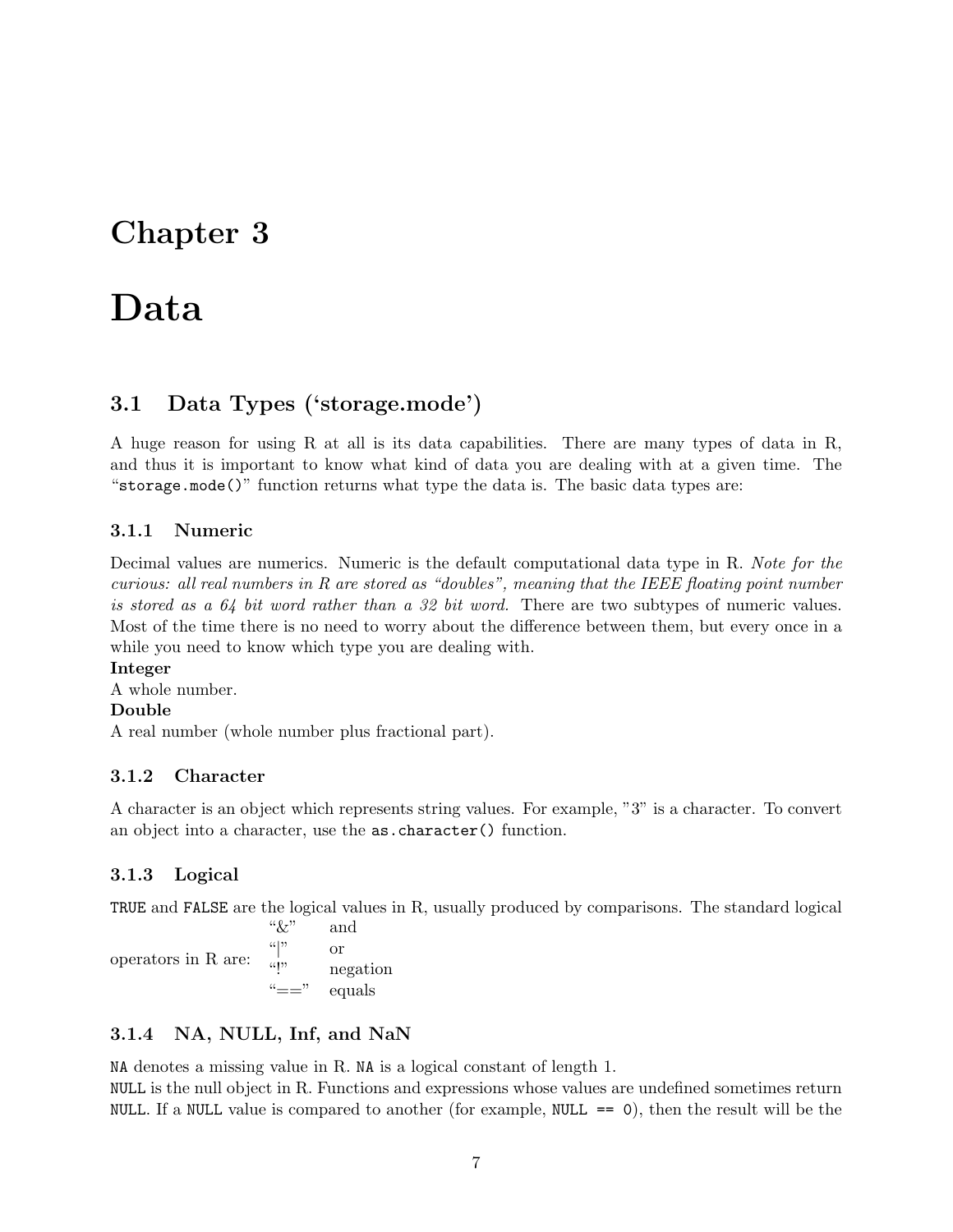# Chapter 3

# Data

## 3.1 Data Types ('storage.mode')

A huge reason for using R at all is its data capabilities. There are many types of data in R, and thus it is important to know what kind of data you are dealing with at a given time. The "`storage.mode()`" function returns what type the data is. The basic data types are:

### 3.1.1 Numeric

Decimal values are numerics. Numeric is the default computational data type in R. *Note for the curious: all real numbers in R are stored as "doubles", meaning that the IEEE floating point number is stored as a 64 bit word rather than a 32 bit word.* There are two subtypes of numeric values. Most of the time there is no need to worry about the difference between them, but every once in a while you need to know which type you are dealing with.

**Integer**
A whole number.

**Double**
A real number (whole number plus fractional part).

### 3.1.2 Character

A character is an object which represents string values. For example, "3" is a character. To convert an object into a character, use the `as.character()` function.

### 3.1.3 Logical

`TRUE` and `FALSE` are the logical values in R, usually produced by comparisons. The standard logical operators in R are:

| | |
|---|---|
| "&" | and |
| "\|" | or |
| "!" | negation |
| "==" | equals |

### 3.1.4 NA, NULL, Inf, and NaN

`NA` denotes a missing value in R. `NA` is a logical constant of length 1.
`NULL` is the null object in R. Functions and expressions whose values are undefined sometimes return `NULL`. If a `NULL` value is compared to another (for example, `NULL == 0`), then the result will be the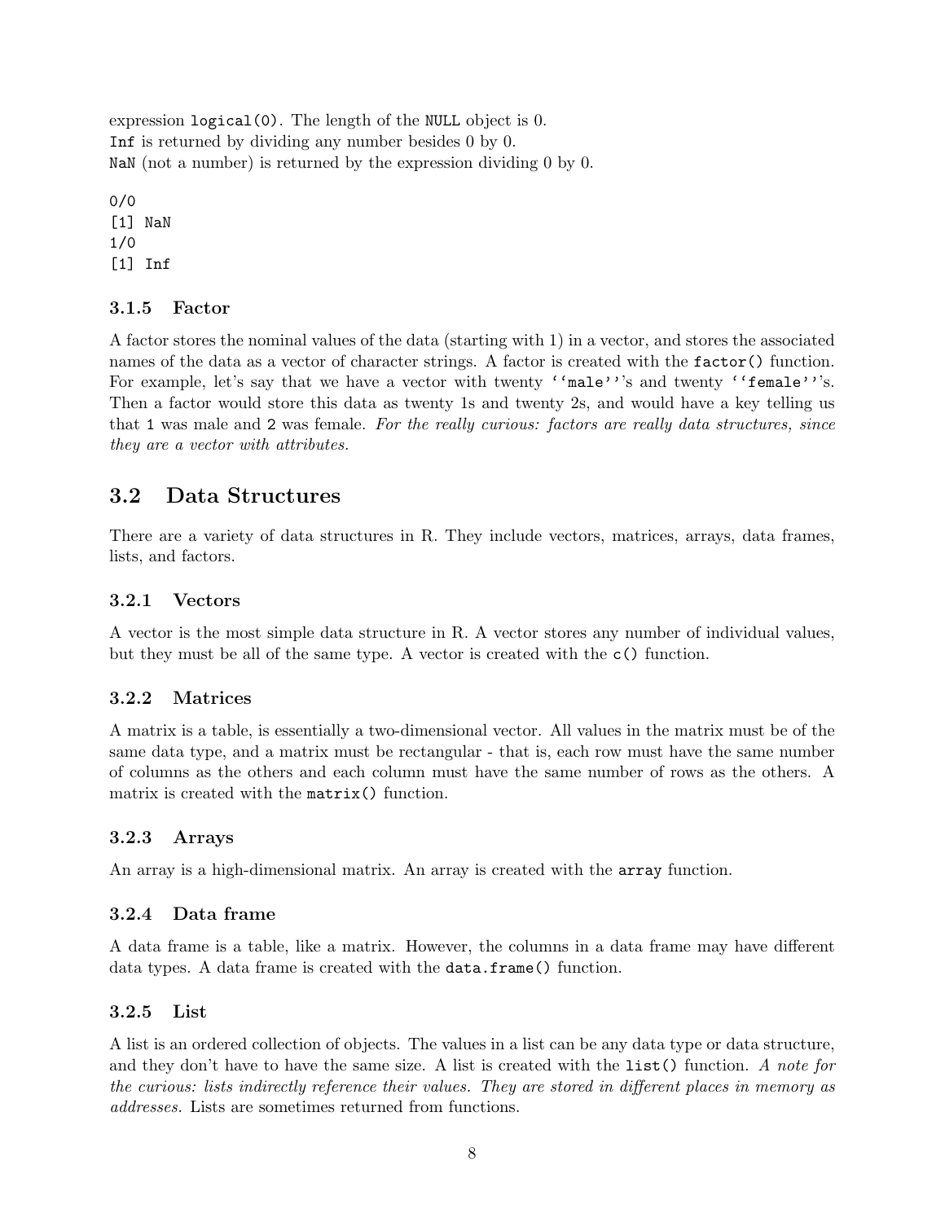expression `logical(0)`. The length of the `NULL` object is 0.
`Inf` is returned by dividing any number besides 0 by 0.
`NaN` (not a number) is returned by the expression dividing 0 by 0.

```
0/0
[1] NaN
1/0
[1] Inf
```

### 3.1.5 Factor

A factor stores the nominal values of the data (starting with 1) in a vector, and stores the associated names of the data as a vector of character strings. A factor is created with the `factor()` function. For example, let's say that we have a vector with twenty `''male''`'s and twenty `''female''`'s. Then a factor would store this data as twenty 1s and twenty 2s, and would have a key telling us that `1` was male and `2` was female. *For the really curious: factors are really data structures, since they are a vector with attributes.*

## 3.2 Data Structures

There are a variety of data structures in R. They include vectors, matrices, arrays, data frames, lists, and factors.

### 3.2.1 Vectors

A vector is the most simple data structure in R. A vector stores any number of individual values, but they must be all of the same type. A vector is created with the `c()` function.

### 3.2.2 Matrices

A matrix is a table, is essentially a two-dimensional vector. All values in the matrix must be of the same data type, and a matrix must be rectangular - that is, each row must have the same number of columns as the others and each column must have the same number of rows as the others. A matrix is created with the `matrix()` function.

### 3.2.3 Arrays

An array is a high-dimensional matrix. An array is created with the `array` function.

### 3.2.4 Data frame

A data frame is a table, like a matrix. However, the columns in a data frame may have different data types. A data frame is created with the `data.frame()` function.

### 3.2.5 List

A list is an ordered collection of objects. The values in a list can be any data type or data structure, and they don't have to have the same size. A list is created with the `list()` function. *A note for the curious: lists indirectly reference their values. They are stored in different places in memory as addresses.* Lists are sometimes returned from functions.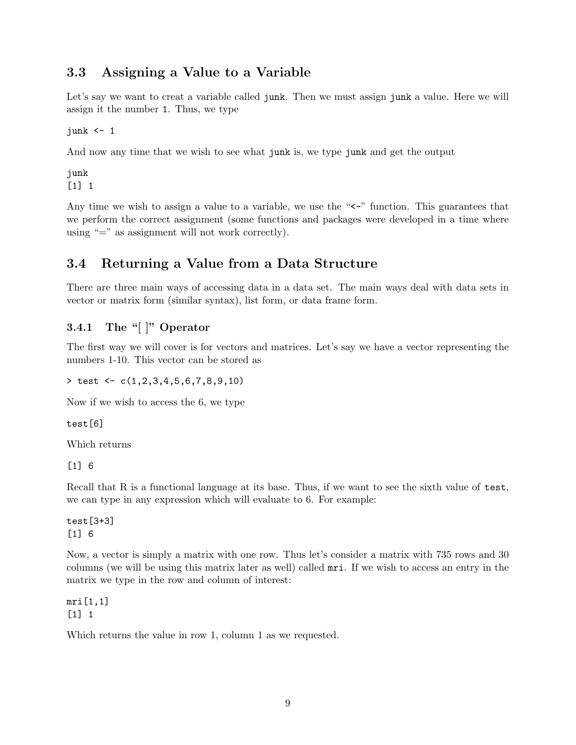## 3.3 Assigning a Value to a Variable

Let's say we want to creat a variable called `junk`. Then we must assign `junk` a value. Here we will assign it the number `1`. Thus, we type

```
junk <- 1
```

And now any time that we wish to see what `junk` is, we type `junk` and get the output

```
junk
[1] 1
```

Any time we wish to assign a value to a variable, we use the "`<-`" function. This guarantees that we perform the correct assignment (some functions and packages were developed in a time where using "=" as assignment will not work correctly).

## 3.4 Returning a Value from a Data Structure

There are three main ways of accessing data in a data set. The main ways deal with data sets in vector or matrix form (similar syntax), list form, or data frame form.

### 3.4.1 The "[ ]" Operator

The first way we will cover is for vectors and matrices. Let's say we have a vector representing the numbers 1-10. This vector can be stored as

```
> test <- c(1,2,3,4,5,6,7,8,9,10)
```

Now if we wish to access the 6, we type

```
test[6]
```

Which returns

```
[1] 6
```

Recall that R is a functional language at its base. Thus, if we want to see the sixth value of `test`, we can type in any expression which will evaluate to 6. For example:

```
test[3+3]
[1] 6
```

Now, a vector is simply a matrix with one row. Thus let's consider a matrix with 735 rows and 30 columns (we will be using this matrix later as well) called `mri`. If we wish to access an entry in the matrix we type in the row and column of interest:

```
mri[1,1]
[1] 1
```

Which returns the value in row 1, column 1 as we requested.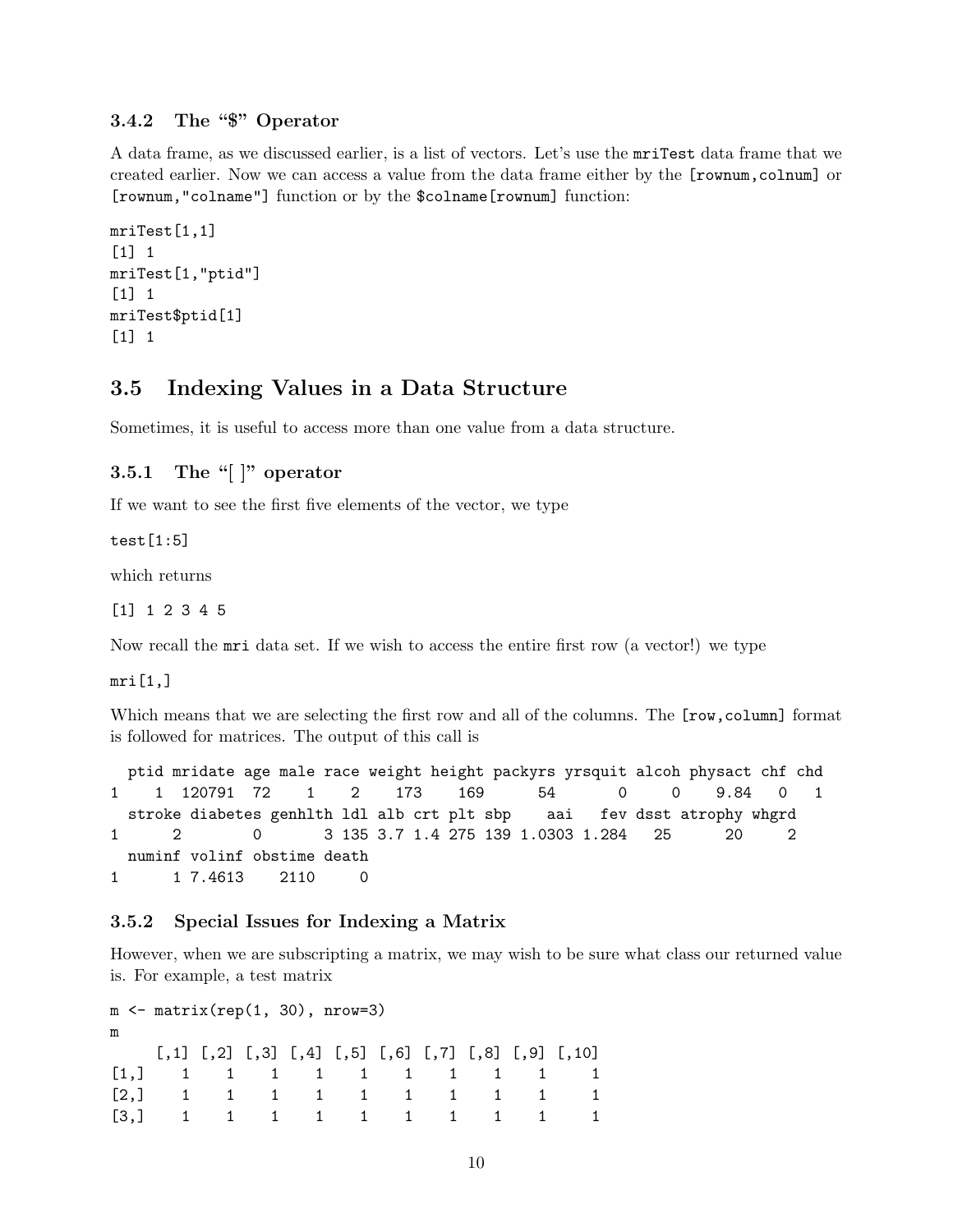### 3.4.2 The "$" Operator

A data frame, as we discussed earlier, is a list of vectors. Let's use the `mriTest` data frame that we created earlier. Now we can access a value from the data frame either by the `[rownum,colnum]` or `[rownum,"colname"]` function or by the `$colname[rownum]` function:

```
mriTest[1,1]
[1] 1
mriTest[1,"ptid"]
[1] 1
mriTest$ptid[1]
[1] 1
```

## 3.5 Indexing Values in a Data Structure

Sometimes, it is useful to access more than one value from a data structure.

### 3.5.1 The "[ ]" operator

If we want to see the first five elements of the vector, we type

```
test[1:5]
```

which returns

```
[1] 1 2 3 4 5
```

Now recall the `mri` data set. If we wish to access the entire first row (a vector!) we type

```
mri[1,]
```

Which means that we are selecting the first row and all of the columns. The `[row,column]` format is followed for matrices. The output of this call is

```
  ptid mridate age male race weight height packyrs yrsquit alcoh physact chf chd
1    1  120791  72    1    2    173    169      54       0     0    9.84   0   1
  stroke diabetes genhlth ldl alb crt plt sbp    aai   fev dsst atrophy whgrd
1      2        0       3 135 3.7 1.4 275 139 1.0303 1.284   25      20     2
  numinf volinf obstime death
1      1 7.4613    2110     0
```

### 3.5.2 Special Issues for Indexing a Matrix

However, when we are subscripting a matrix, we may wish to be sure what class our returned value is. For example, a test matrix

```
m <- matrix(rep(1, 30), nrow=3)
m
     [,1] [,2] [,3] [,4] [,5] [,6] [,7] [,8] [,9] [,10]
[1,]    1    1    1    1    1    1    1    1    1     1
[2,]    1    1    1    1    1    1    1    1    1     1
[3,]    1    1    1    1    1    1    1    1    1     1
```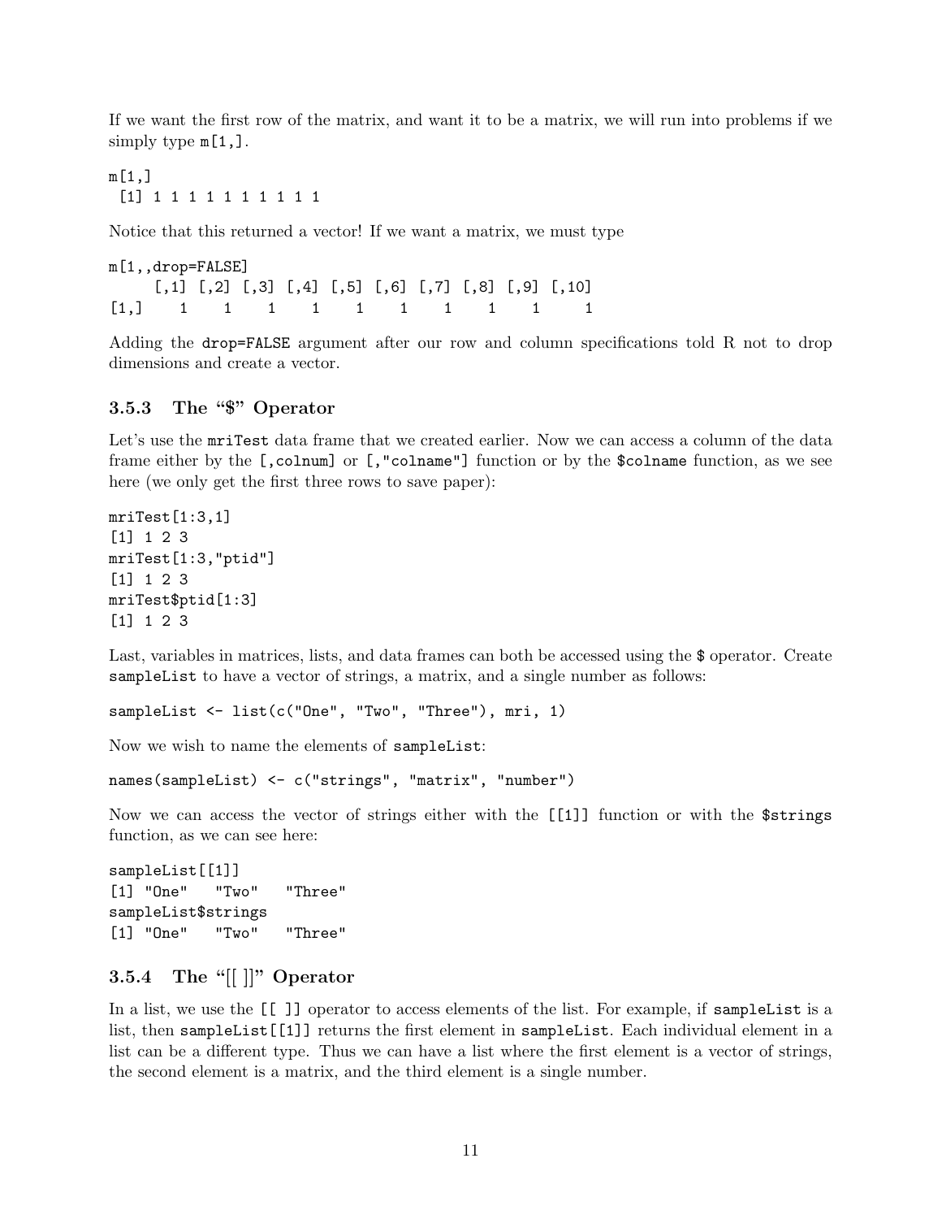If we want the first row of the matrix, and want it to be a matrix, we will run into problems if we simply type `m[1,]`.

```
m[1,]
 [1] 1 1 1 1 1 1 1 1 1 1
```

Notice that this returned a vector! If we want a matrix, we must type

```
m[1,,drop=FALSE]
     [,1] [,2] [,3] [,4] [,5] [,6] [,7] [,8] [,9] [,10]
[1,]    1    1    1    1    1    1    1    1    1     1
```

Adding the `drop=FALSE` argument after our row and column specifications told R not to drop dimensions and create a vector.

### 3.5.3 The "$" Operator

Let's use the `mriTest` data frame that we created earlier. Now we can access a column of the data frame either by the `[,colnum]` or `[,"colname"]` function or by the `$colname` function, as we see here (we only get the first three rows to save paper):

```
mriTest[1:3,1]
[1] 1 2 3
mriTest[1:3,"ptid"]
[1] 1 2 3
mriTest$ptid[1:3]
[1] 1 2 3
```

Last, variables in matrices, lists, and data frames can both be accessed using the `$` operator. Create `sampleList` to have a vector of strings, a matrix, and a single number as follows:

```
sampleList <- list(c("One", "Two", "Three"), mri, 1)
```

Now we wish to name the elements of `sampleList`:

```
names(sampleList) <- c("strings", "matrix", "number")
```

Now we can access the vector of strings either with the `[[1]]` function or with the `$strings` function, as we can see here:

```
sampleList[[1]]
[1] "One"   "Two"   "Three"
sampleList$strings
[1] "One"   "Two"   "Three"
```

### 3.5.4 The "[[ ]]" Operator

In a list, we use the `[[ ]]` operator to access elements of the list. For example, if `sampleList` is a list, then `sampleList[[1]]` returns the first element in `sampleList`. Each individual element in a list can be a different type. Thus we can have a list where the first element is a vector of strings, the second element is a matrix, and the third element is a single number.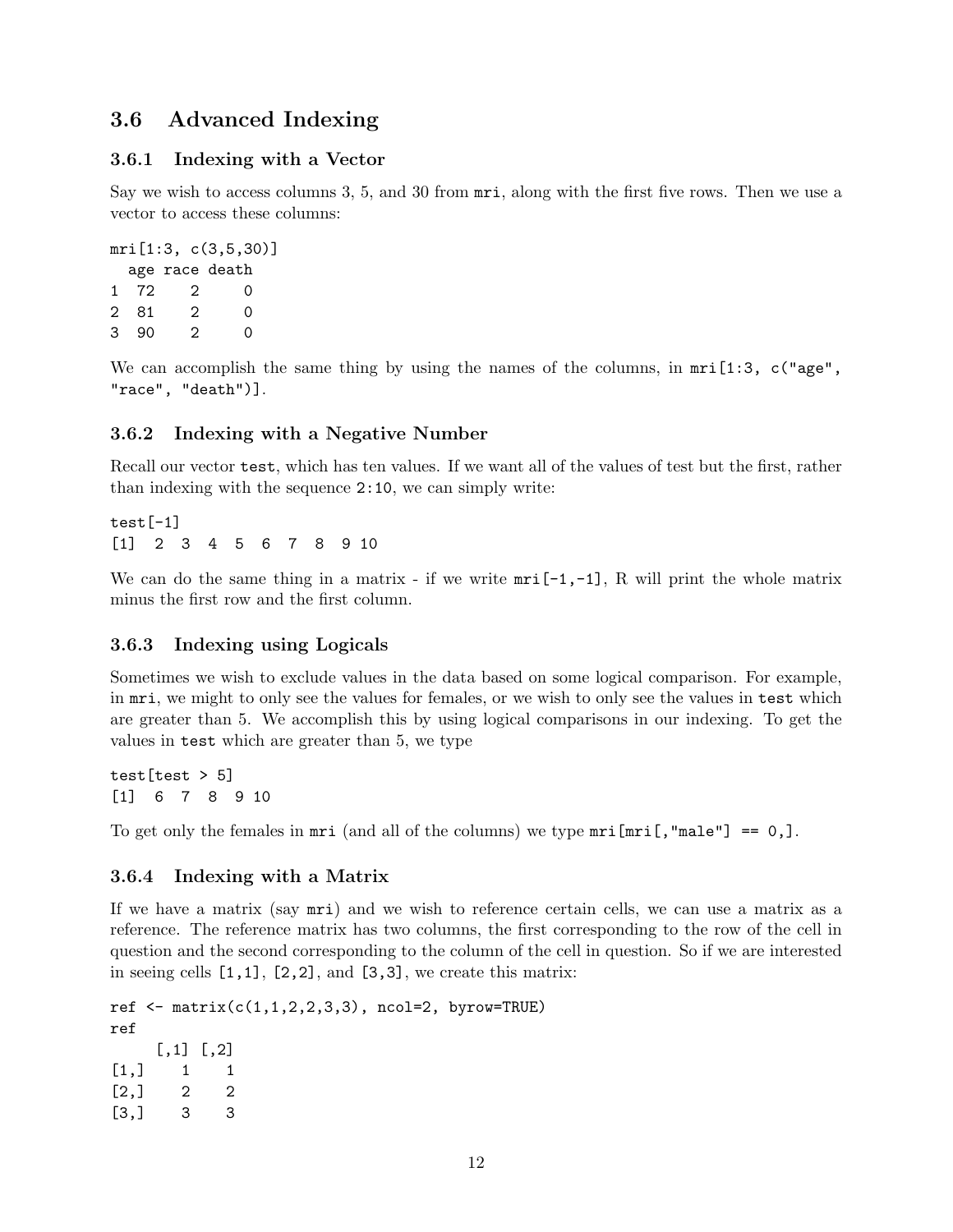## 3.6 Advanced Indexing

### 3.6.1 Indexing with a Vector

Say we wish to access columns 3, 5, and 30 from `mri`, along with the first five rows. Then we use a vector to access these columns:

```
mri[1:3, c(3,5,30)]
  age race death
1  72    2     0
2  81    2     0
3  90    2     0
```

We can accomplish the same thing by using the names of the columns, in `mri[1:3, c("age", "race", "death")]`.

### 3.6.2 Indexing with a Negative Number

Recall our vector `test`, which has ten values. If we want all of the values of test but the first, rather than indexing with the sequence `2:10`, we can simply write:

```
test[-1]
[1]  2  3  4  5  6  7  8  9 10
```

We can do the same thing in a matrix - if we write `mri[-1,-1]`, R will print the whole matrix minus the first row and the first column.

### 3.6.3 Indexing using Logicals

Sometimes we wish to exclude values in the data based on some logical comparison. For example, in `mri`, we might to only see the values for females, or we wish to only see the values in `test` which are greater than 5. We accomplish this by using logical comparisons in our indexing. To get the values in `test` which are greater than 5, we type

```
test[test > 5]
[1]  6  7  8  9 10
```

To get only the females in `mri` (and all of the columns) we type `mri[mri[,"male"] == 0,]`.

### 3.6.4 Indexing with a Matrix

If we have a matrix (say `mri`) and we wish to reference certain cells, we can use a matrix as a reference. The reference matrix has two columns, the first corresponding to the row of the cell in question and the second corresponding to the column of the cell in question. So if we are interested in seeing cells `[1,1]`, `[2,2]`, and `[3,3]`, we create this matrix:

```
ref <- matrix(c(1,1,2,2,3,3), ncol=2, byrow=TRUE)
ref
     [,1] [,2]
[1,]    1    1
[2,]    2    2
[3,]    3    3
```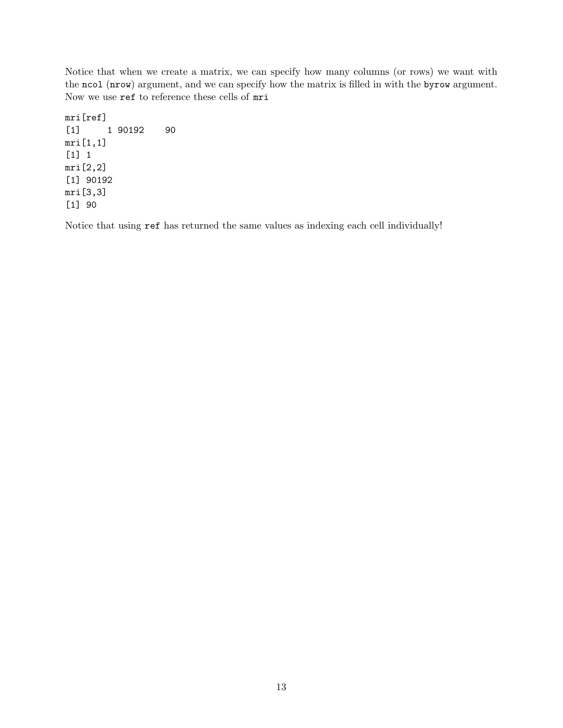Notice that when we create a matrix, we can specify how many columns (or rows) we want with the `ncol` (`nrow`) argument, and we can specify how the matrix is filled in with the `byrow` argument. Now we use `ref` to reference these cells of `mri`

```
mri[ref]
[1]     1 90192    90
mri[1,1]
[1] 1
mri[2,2]
[1] 90192
mri[3,3]
[1] 90
```

Notice that using `ref` has returned the same values as indexing each cell individually!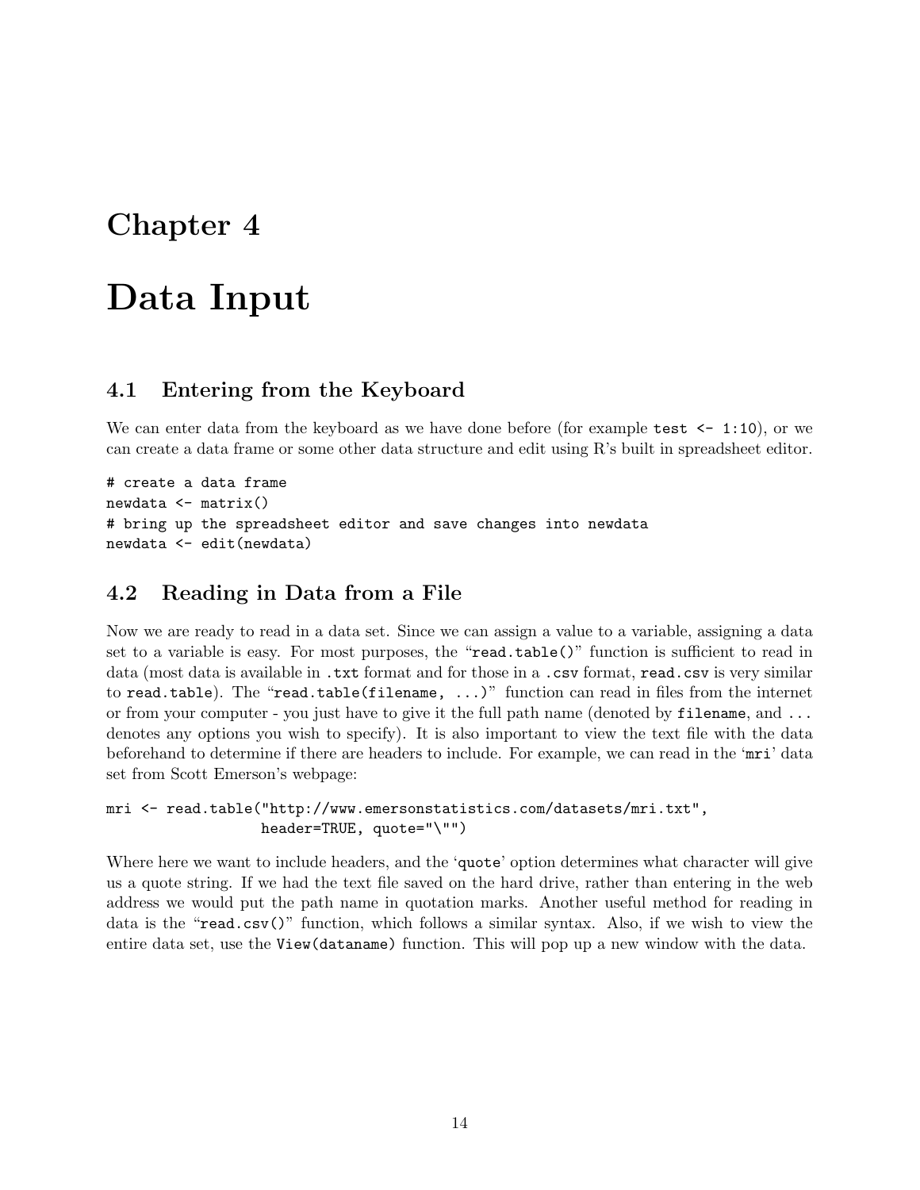# Chapter 4

# Data Input

## 4.1 Entering from the Keyboard

We can enter data from the keyboard as we have done before (for example `test <- 1:10`), or we can create a data frame or some other data structure and edit using R's built in spreadsheet editor.

```
# create a data frame
newdata <- matrix()
# bring up the spreadsheet editor and save changes into newdata
newdata <- edit(newdata)
```

## 4.2 Reading in Data from a File

Now we are ready to read in a data set. Since we can assign a value to a variable, assigning a data set to a variable is easy. For most purposes, the "`read.table()`" function is sufficient to read in data (most data is available in `.txt` format and for those in a `.csv` format, `read.csv` is very similar to `read.table`). The "`read.table(filename, ...)`" function can read in files from the internet or from your computer - you just have to give it the full path name (denoted by `filename`, and `...` denotes any options you wish to specify). It is also important to view the text file with the data beforehand to determine if there are headers to include. For example, we can read in the '`mri`' data set from Scott Emerson's webpage:

```
mri <- read.table("http://www.emersonstatistics.com/datasets/mri.txt",
                  header=TRUE, quote="\"")
```

Where here we want to include headers, and the '`quote`' option determines what character will give us a quote string. If we had the text file saved on the hard drive, rather than entering in the web address we would put the path name in quotation marks. Another useful method for reading in data is the "`read.csv()`" function, which follows a similar syntax. Also, if we wish to view the entire data set, use the `View(dataname)` function. This will pop up a new window with the data.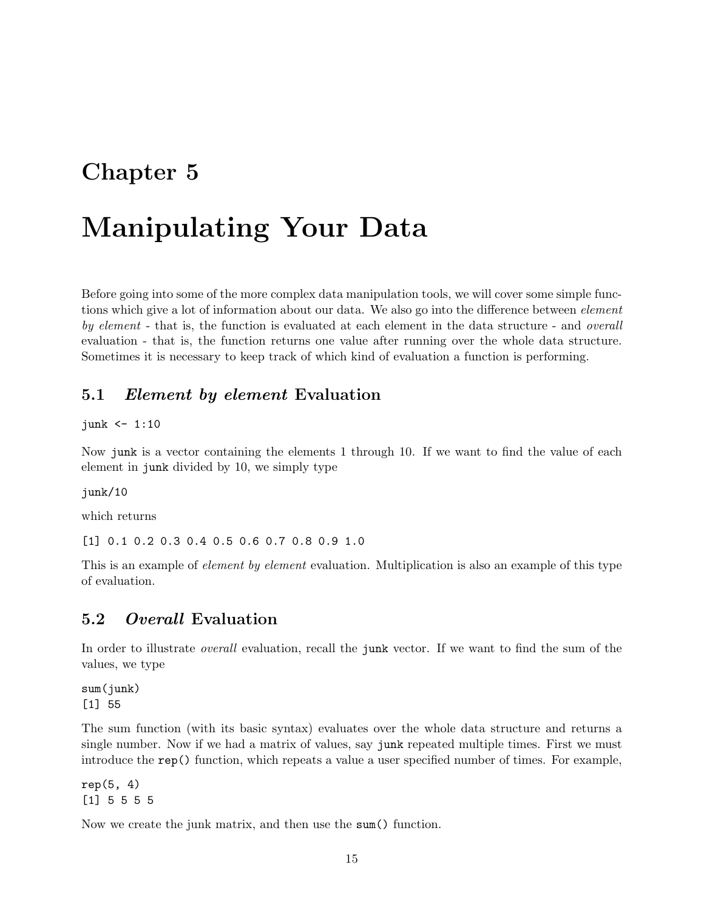# Chapter 5

# Manipulating Your Data

Before going into some of the more complex data manipulation tools, we will cover some simple functions which give a lot of information about our data. We also go into the difference between *element by element* - that is, the function is evaluated at each element in the data structure - and *overall* evaluation - that is, the function returns one value after running over the whole data structure. Sometimes it is necessary to keep track of which kind of evaluation a function is performing.

## 5.1 *Element by element* Evaluation

```
junk <- 1:10
```

Now `junk` is a vector containing the elements 1 through 10. If we want to find the value of each element in `junk` divided by 10, we simply type

```
junk/10
```

which returns

```
[1] 0.1 0.2 0.3 0.4 0.5 0.6 0.7 0.8 0.9 1.0
```

This is an example of *element by element* evaluation. Multiplication is also an example of this type of evaluation.

## 5.2 *Overall* Evaluation

In order to illustrate *overall* evaluation, recall the `junk` vector. If we want to find the sum of the values, we type

```
sum(junk)
[1] 55
```

The sum function (with its basic syntax) evaluates over the whole data structure and returns a single number. Now if we had a matrix of values, say `junk` repeated multiple times. First we must introduce the `rep()` function, which repeats a value a user specified number of times. For example,

```
rep(5, 4)
[1] 5 5 5 5
```

Now we create the junk matrix, and then use the `sum()` function.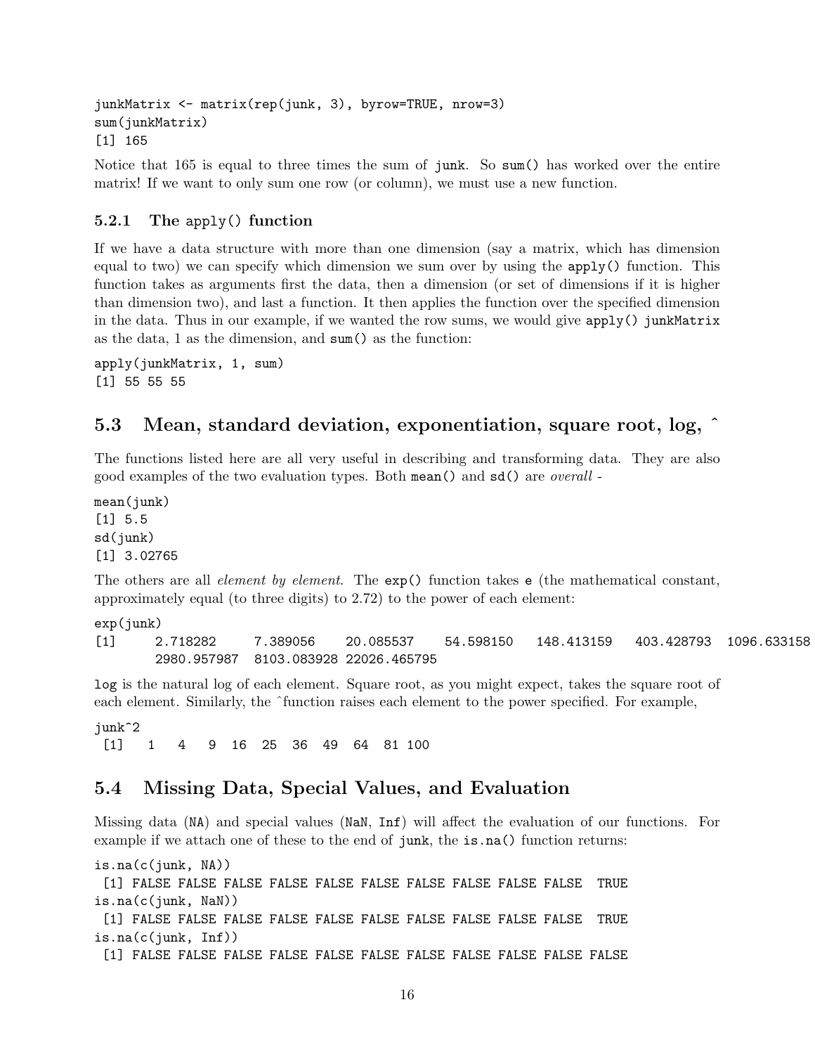```
junkMatrix <- matrix(rep(junk, 3), byrow=TRUE, nrow=3)
sum(junkMatrix)
[1] 165
```

Notice that 165 is equal to three times the sum of `junk`. So `sum()` has worked over the entire matrix! If we want to only sum one row (or column), we must use a new function.

### 5.2.1 The `apply()` function

If we have a data structure with more than one dimension (say a matrix, which has dimension equal to two) we can specify which dimension we sum over by using the `apply()` function. This function takes as arguments first the data, then a dimension (or set of dimensions if it is higher than dimension two), and last a function. It then applies the function over the specified dimension in the data. Thus in our example, if we wanted the row sums, we would give `apply()` `junkMatrix` as the data, 1 as the dimension, and `sum()` as the function:

```
apply(junkMatrix, 1, sum)
[1] 55 55 55
```

## 5.3 Mean, standard deviation, exponentiation, square root, log, ^

The functions listed here are all very useful in describing and transforming data. They are also good examples of the two evaluation types. Both `mean()` and `sd()` are *overall* -

```
mean(junk)
[1] 5.5
sd(junk)
[1] 3.02765
```

The others are all *element by element*. The `exp()` function takes `e` (the mathematical constant, approximately equal (to three digits) to 2.72) to the power of each element:

```
exp(junk)
[1]     2.718282     7.389056    20.085537    54.598150   148.413159   403.428793  1096.633158
     2980.957987  8103.083928 22026.465795
```

`log` is the natural log of each element. Square root, as you might expect, takes the square root of each element. Similarly, the ^function raises each element to the power specified. For example,

```
junk^2
 [1]   1   4   9  16  25  36  49  64  81 100
```

## 5.4 Missing Data, Special Values, and Evaluation

Missing data (`NA`) and special values (`NaN`, `Inf`) will affect the evaluation of our functions. For example if we attach one of these to the end of `junk`, the `is.na()` function returns:

```
is.na(c(junk, NA))
 [1] FALSE FALSE FALSE FALSE FALSE FALSE FALSE FALSE FALSE FALSE  TRUE
is.na(c(junk, NaN))
 [1] FALSE FALSE FALSE FALSE FALSE FALSE FALSE FALSE FALSE FALSE  TRUE
is.na(c(junk, Inf))
 [1] FALSE FALSE FALSE FALSE FALSE FALSE FALSE FALSE FALSE FALSE FALSE
```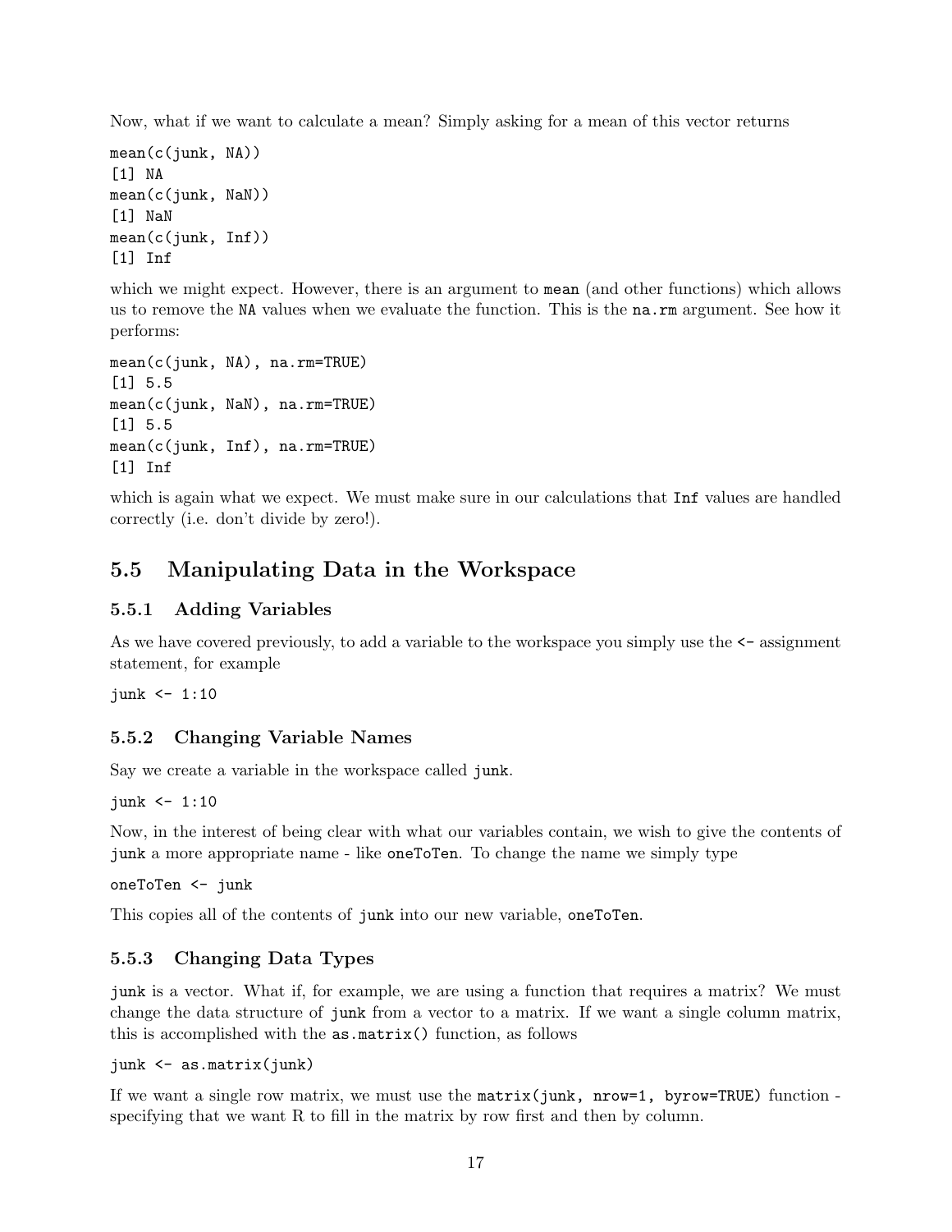Now, what if we want to calculate a mean? Simply asking for a mean of this vector returns

```
mean(c(junk, NA))
[1] NA
mean(c(junk, NaN))
[1] NaN
mean(c(junk, Inf))
[1] Inf
```

which we might expect. However, there is an argument to `mean` (and other functions) which allows us to remove the `NA` values when we evaluate the function. This is the `na.rm` argument. See how it performs:

```
mean(c(junk, NA), na.rm=TRUE)
[1] 5.5
mean(c(junk, NaN), na.rm=TRUE)
[1] 5.5
mean(c(junk, Inf), na.rm=TRUE)
[1] Inf
```

which is again what we expect. We must make sure in our calculations that `Inf` values are handled correctly (i.e. don't divide by zero!).

## 5.5 Manipulating Data in the Workspace

### 5.5.1 Adding Variables

As we have covered previously, to add a variable to the workspace you simply use the `<-` assignment statement, for example

```
junk <- 1:10
```

### 5.5.2 Changing Variable Names

Say we create a variable in the workspace called `junk`.

```
junk <- 1:10
```

Now, in the interest of being clear with what our variables contain, we wish to give the contents of `junk` a more appropriate name - like `oneToTen`. To change the name we simply type

```
oneToTen <- junk
```

This copies all of the contents of `junk` into our new variable, `oneToTen`.

### 5.5.3 Changing Data Types

`junk` is a vector. What if, for example, we are using a function that requires a matrix? We must change the data structure of `junk` from a vector to a matrix. If we want a single column matrix, this is accomplished with the `as.matrix()` function, as follows

```
junk <- as.matrix(junk)
```

If we want a single row matrix, we must use the `matrix(junk, nrow=1, byrow=TRUE)` function - specifying that we want R to fill in the matrix by row first and then by column.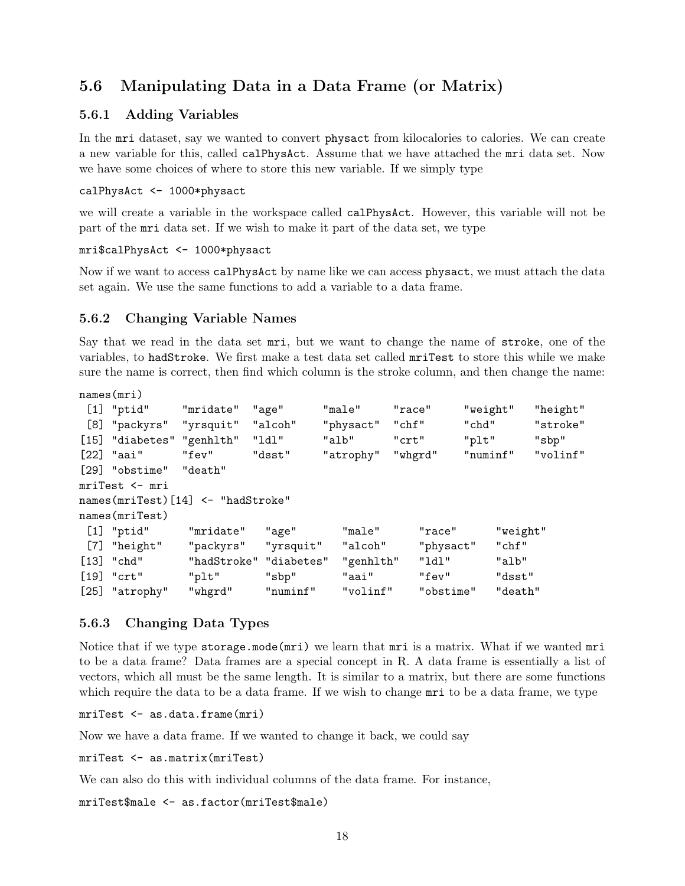## 5.6 Manipulating Data in a Data Frame (or Matrix)

### 5.6.1 Adding Variables

In the `mri` dataset, say we wanted to convert `physact` from kilocalories to calories. We can create a new variable for this, called `calPhysAct`. Assume that we have attached the `mri` data set. Now we have some choices of where to store this new variable. If we simply type

```
calPhysAct <- 1000*physact
```

we will create a variable in the workspace called `calPhysAct`. However, this variable will not be part of the `mri` data set. If we wish to make it part of the data set, we type

```
mri$calPhysAct <- 1000*physact
```

Now if we want to access `calPhysAct` by name like we can access `physact`, we must attach the data set again. We use the same functions to add a variable to a data frame.

### 5.6.2 Changing Variable Names

Say that we read in the data set `mri`, but we want to change the name of `stroke`, one of the variables, to `hadStroke`. We first make a test data set called `mriTest` to store this while we make sure the name is correct, then find which column is the stroke column, and then change the name:

```
names(mri)
 [1] "ptid"     "mridate"  "age"      "male"     "race"     "weight"   "height"
 [8] "packyrs"  "yrsquit"  "alcoh"    "physact"  "chf"      "chd"      "stroke"
[15] "diabetes" "genhlth"  "ldl"      "alb"      "crt"      "plt"      "sbp"
[22] "aai"      "fev"      "dsst"     "atrophy"  "whgrd"    "numinf"   "volinf"
[29] "obstime"  "death"
mriTest <- mri
names(mriTest)[14] <- "hadStroke"
names(mriTest)
 [1] "ptid"      "mridate"   "age"       "male"      "race"      "weight"
 [7] "height"    "packyrs"   "yrsquit"   "alcoh"     "physact"   "chf"
[13] "chd"       "hadStroke" "diabetes"  "genhlth"   "ldl"       "alb"
[19] "crt"       "plt"       "sbp"       "aai"       "fev"       "dsst"
[25] "atrophy"   "whgrd"     "numinf"    "volinf"    "obstime"   "death"
```

### 5.6.3 Changing Data Types

Notice that if we type `storage.mode(mri)` we learn that `mri` is a matrix. What if we wanted `mri` to be a data frame? Data frames are a special concept in R. A data frame is essentially a list of vectors, which all must be the same length. It is similar to a matrix, but there are some functions which require the data to be a data frame. If we wish to change `mri` to be a data frame, we type

```
mriTest <- as.data.frame(mri)
```

Now we have a data frame. If we wanted to change it back, we could say

```
mriTest <- as.matrix(mriTest)
```

We can also do this with individual columns of the data frame. For instance,

```
mriTest$male <- as.factor(mriTest$male)
```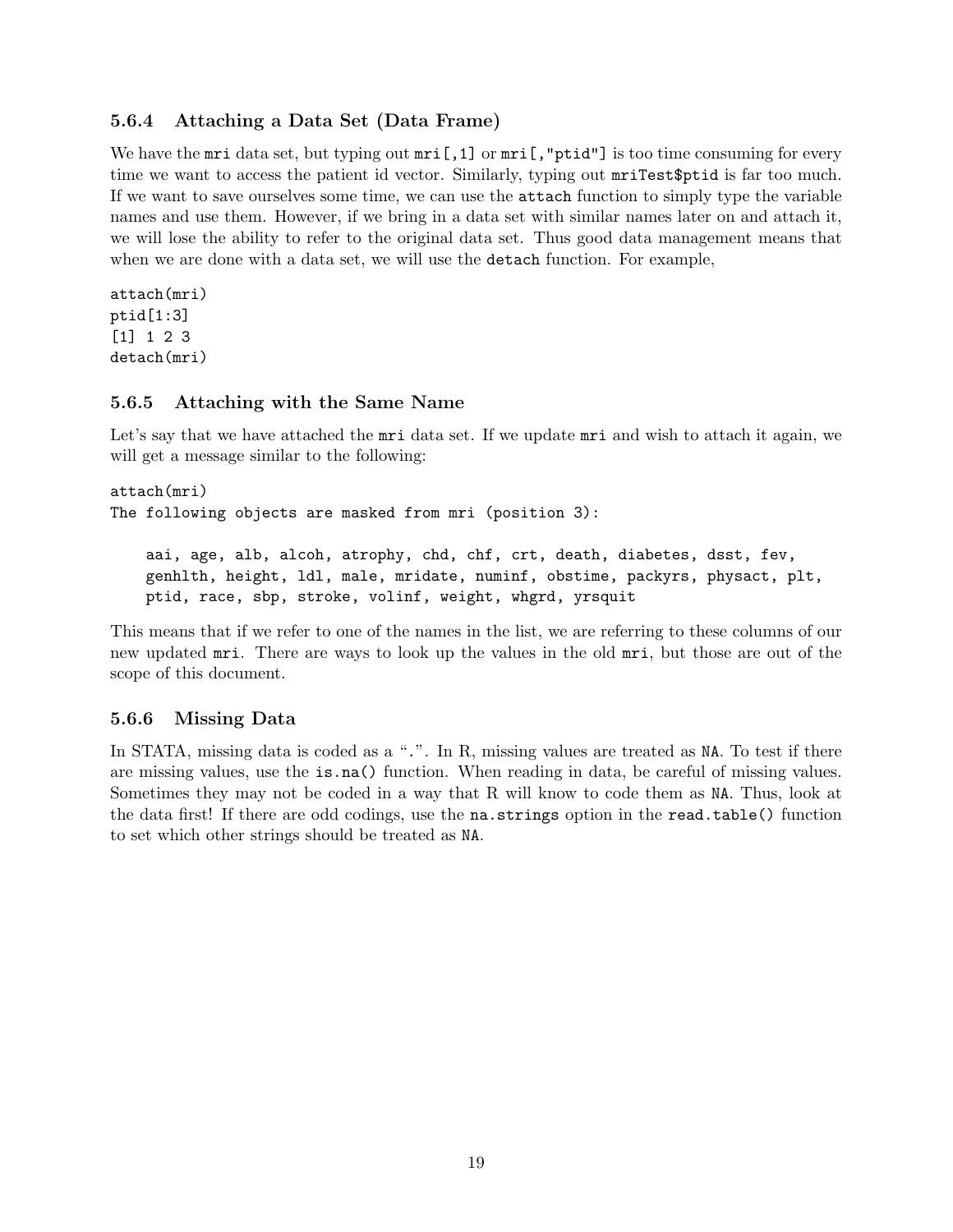### 5.6.4 Attaching a Data Set (Data Frame)

We have the `mri` data set, but typing out `mri[,1]` or `mri[,"ptid"]` is too time consuming for every time we want to access the patient id vector. Similarly, typing out `mriTest$ptid` is far too much. If we want to save ourselves some time, we can use the `attach` function to simply type the variable names and use them. However, if we bring in a data set with similar names later on and attach it, we will lose the ability to refer to the original data set. Thus good data management means that when we are done with a data set, we will use the `detach` function. For example,

```
attach(mri)
ptid[1:3]
[1] 1 2 3
detach(mri)
```

### 5.6.5 Attaching with the Same Name

Let's say that we have attached the `mri` data set. If we update `mri` and wish to attach it again, we will get a message similar to the following:

```
attach(mri)
The following objects are masked from mri (position 3):

    aai, age, alb, alcoh, atrophy, chd, chf, crt, death, diabetes, dsst, fev,
    genhlth, height, ldl, male, mridate, numinf, obstime, packyrs, physact, plt,
    ptid, race, sbp, stroke, volinf, weight, whgrd, yrsquit
```

This means that if we refer to one of the names in the list, we are referring to these columns of our new updated `mri`. There are ways to look up the values in the old `mri`, but those are out of the scope of this document.

### 5.6.6 Missing Data

In STATA, missing data is coded as a ".". In R, missing values are treated as `NA`. To test if there are missing values, use the `is.na()` function. When reading in data, be careful of missing values. Sometimes they may not be coded in a way that R will know to code them as `NA`. Thus, look at the data first! If there are odd codings, use the `na.strings` option in the `read.table()` function to set which other strings should be treated as `NA`.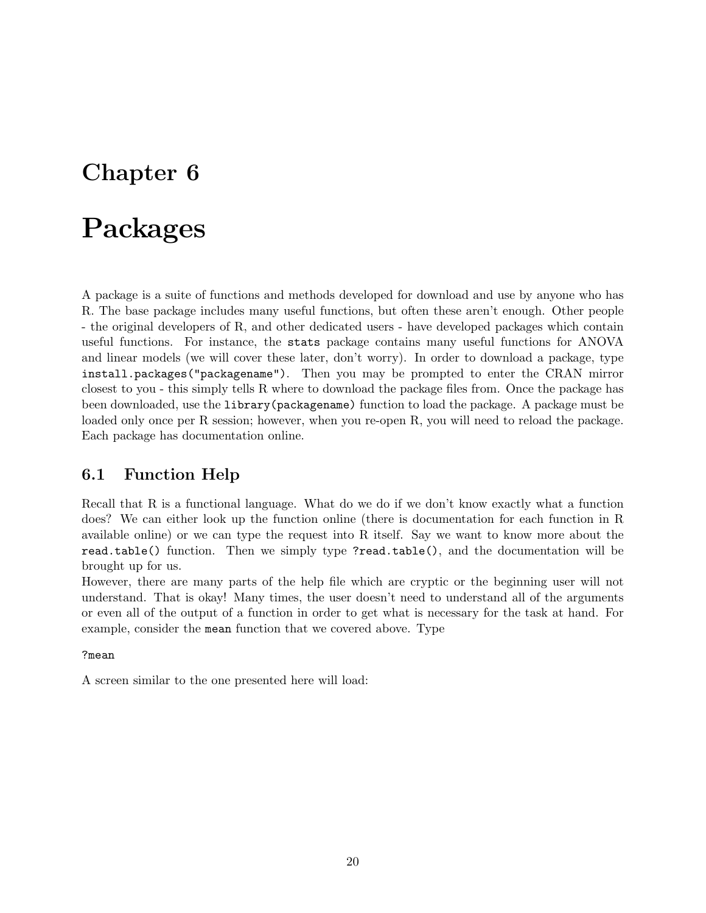# Chapter 6

# Packages

A package is a suite of functions and methods developed for download and use by anyone who has R. The base package includes many useful functions, but often these aren't enough. Other people - the original developers of R, and other dedicated users - have developed packages which contain useful functions. For instance, the `stats` package contains many useful functions for ANOVA and linear models (we will cover these later, don't worry). In order to download a package, type `install.packages("packagename")`. Then you may be prompted to enter the CRAN mirror closest to you - this simply tells R where to download the package files from. Once the package has been downloaded, use the `library(packagename)` function to load the package. A package must be loaded only once per R session; however, when you re-open R, you will need to reload the package. Each package has documentation online.

## 6.1 Function Help

Recall that R is a functional language. What do we do if we don't know exactly what a function does? We can either look up the function online (there is documentation for each function in R available online) or we can type the request into R itself. Say we want to know more about the `read.table()` function. Then we simply type `?read.table()`, and the documentation will be brought up for us.

However, there are many parts of the help file which are cryptic or the beginning user will not understand. That is okay! Many times, the user doesn't need to understand all of the arguments or even all of the output of a function in order to get what is necessary for the task at hand. For example, consider the `mean` function that we covered above. Type

```
?mean
```

A screen similar to the one presented here will load: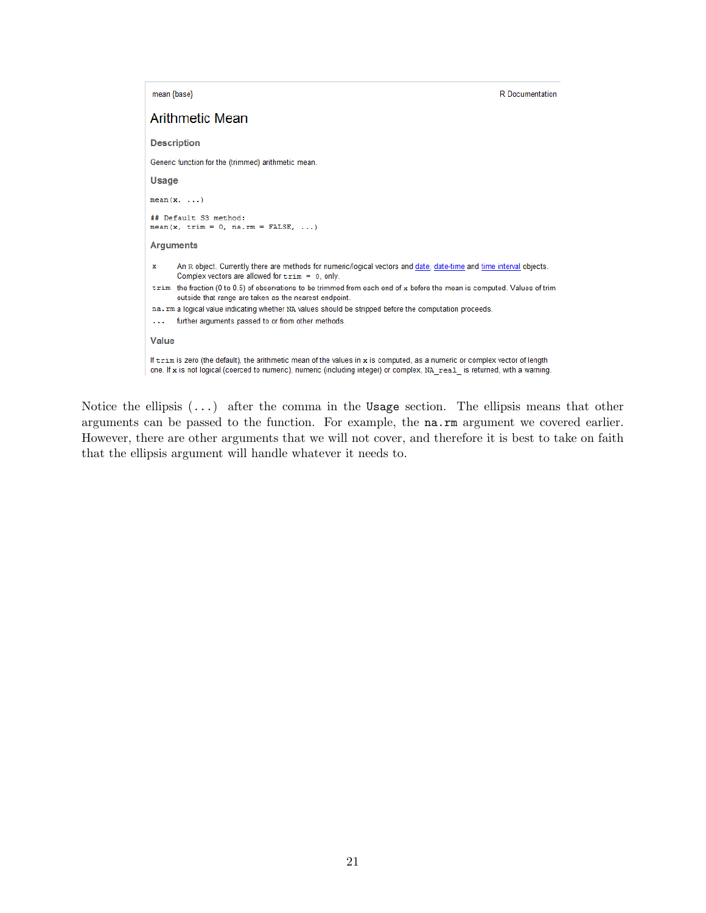mean {base} R Documentation

## Arithmetic Mean

### Description

Generic function for the (trimmed) arithmetic mean.

### Usage

```
mean(x, ...)

## Default S3 method:
mean(x, trim = 0, na.rm = FALSE, ...)
```

### Arguments

| | |
|---|---|
| `x` | An R object. Currently there are methods for numeric/logical vectors and date, date-time and time interval objects. Complex vectors are allowed for `trim = 0`, only. |
| `trim` | the fraction (0 to 0.5) of observations to be trimmed from each end of `x` before the mean is computed. Values of trim outside that range are taken as the nearest endpoint. |
| `na.rm` | a logical value indicating whether `NA` values should be stripped before the computation proceeds. |
| `...` | further arguments passed to or from other methods. |

### Value

If `trim` is zero (the default), the arithmetic mean of the values in `x` is computed, as a numeric or complex vector of length one. If `x` is not logical (coerced to numeric), numeric (including integer) or complex, `NA_real_` is returned, with a warning.

Notice the ellipsis (`...`) after the comma in the `Usage` section. The ellipsis means that other arguments can be passed to the function. For example, the `na.rm` argument we covered earlier. However, there are other arguments that we will not cover, and therefore it is best to take on faith that the ellipsis argument will handle whatever it needs to.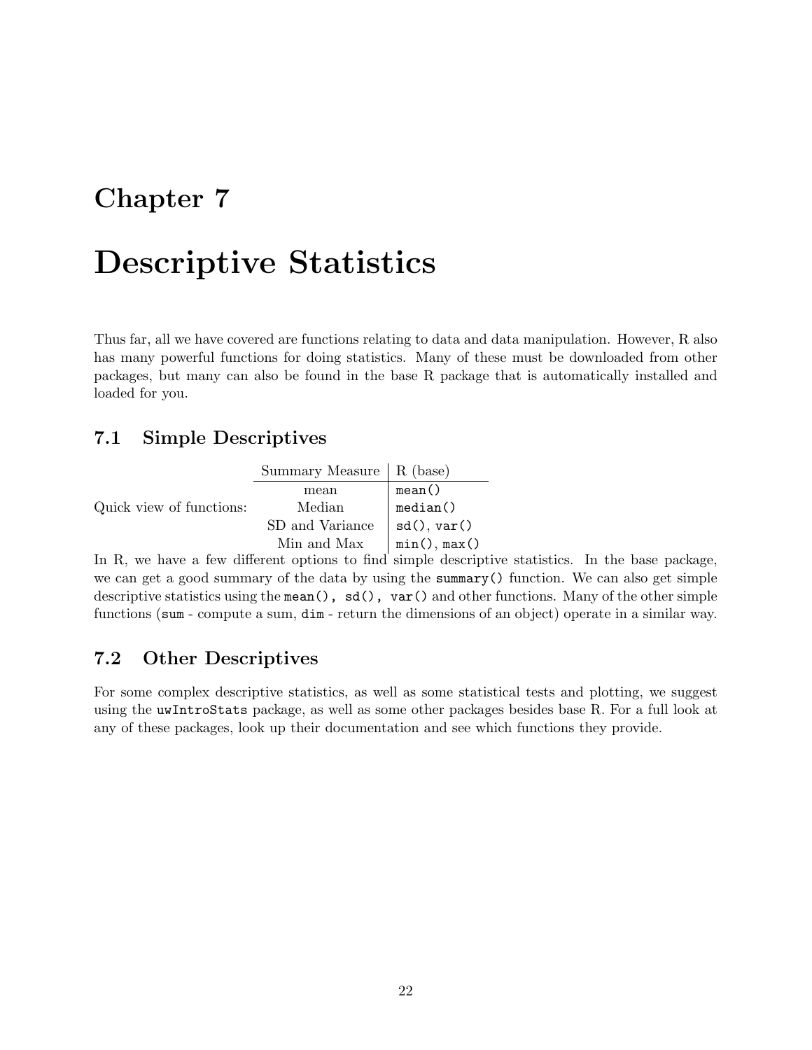# Chapter 7

# Descriptive Statistics

Thus far, all we have covered are functions relating to data and data manipulation. However, R also has many powerful functions for doing statistics. Many of these must be downloaded from other packages, but many can also be found in the base R package that is automatically installed and loaded for you.

## 7.1 Simple Descriptives

Quick view of functions:

| Summary Measure | R (base) |
|---|---|
| mean | `mean()` |
| Median | `median()` |
| SD and Variance | `sd()`, `var()` |
| Min and Max | `min()`, `max()` |

In R, we have a few different options to find simple descriptive statistics. In the base package, we can get a good summary of the data by using the `summary()` function. We can also get simple descriptive statistics using the `mean(), sd(), var()` and other functions. Many of the other simple functions (`sum` - compute a sum, `dim` - return the dimensions of an object) operate in a similar way.

## 7.2 Other Descriptives

For some complex descriptive statistics, as well as some statistical tests and plotting, we suggest using the `uwIntroStats` package, as well as some other packages besides base R. For a full look at any of these packages, look up their documentation and see which functions they provide.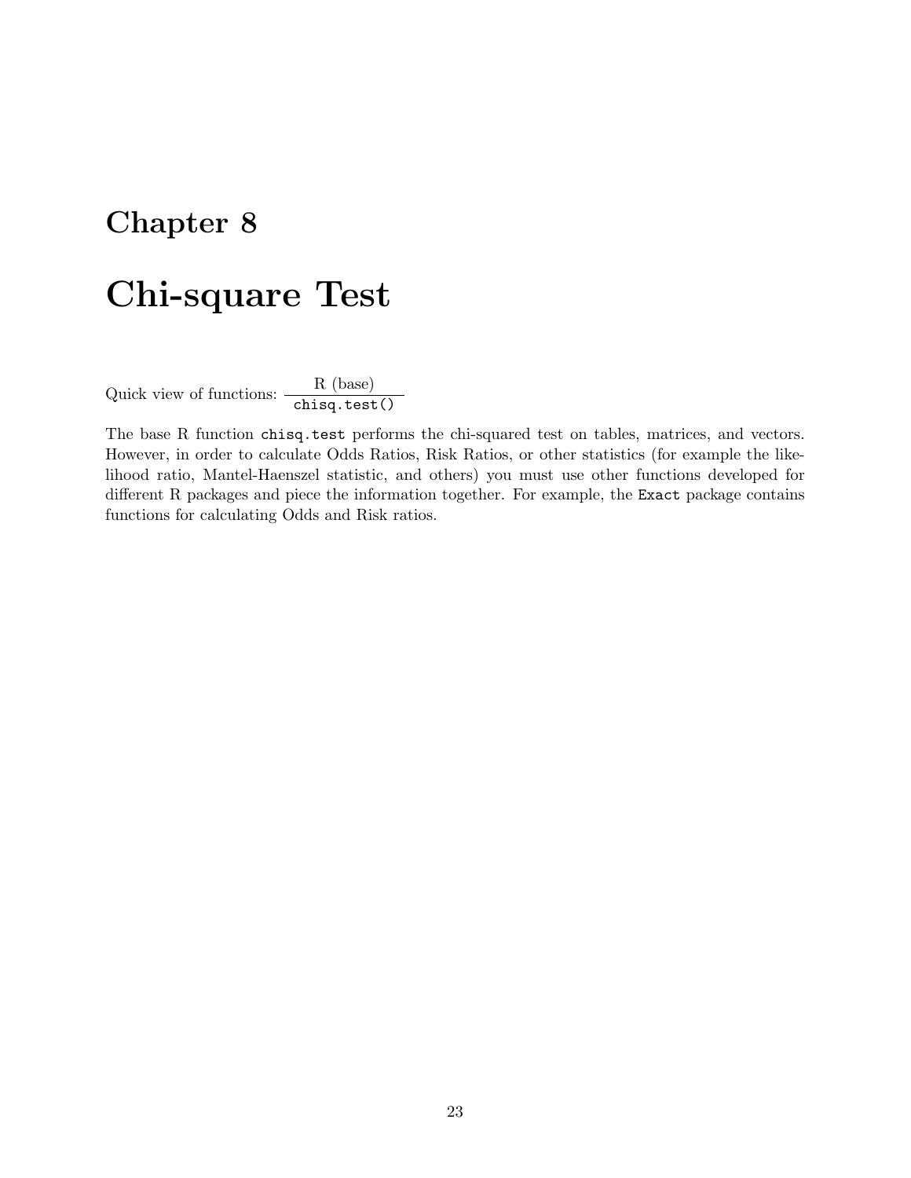# Chapter 8

# Chi-square Test

Quick view of functions:

| R (base) |
| --- |
| `chisq.test()` |

The base R function `chisq.test` performs the chi-squared test on tables, matrices, and vectors. However, in order to calculate Odds Ratios, Risk Ratios, or other statistics (for example the likelihood ratio, Mantel-Haenszel statistic, and others) you must use other functions developed for different R packages and piece the information together. For example, the `Exact` package contains functions for calculating Odds and Risk ratios.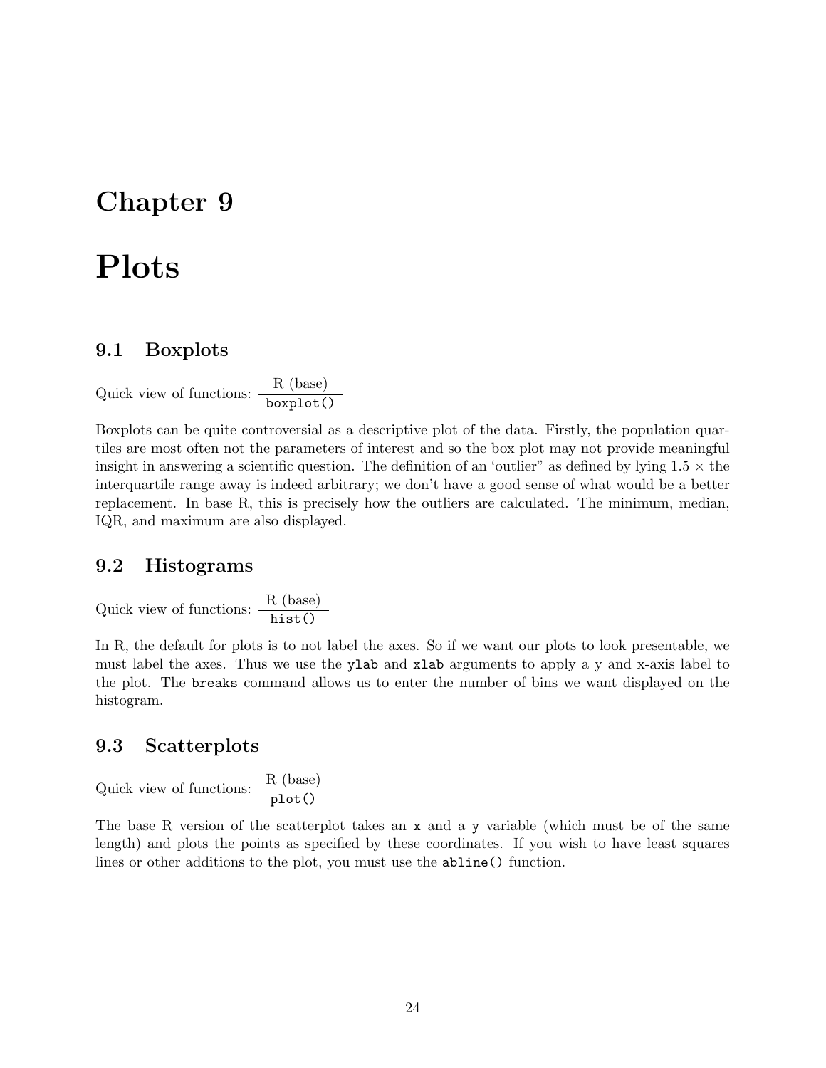# Chapter 9

# Plots

## 9.1 Boxplots

Quick view of functions:

| R (base) |
| --- |
| `boxplot()` |

Boxplots can be quite controversial as a descriptive plot of the data. Firstly, the population quartiles are most often not the parameters of interest and so the box plot may not provide meaningful insight in answering a scientific question. The definition of an 'outlier" as defined by lying 1.5 $\times$ the interquartile range away is indeed arbitrary; we don't have a good sense of what would be a better replacement. In base R, this is precisely how the outliers are calculated. The minimum, median, IQR, and maximum are also displayed.

## 9.2 Histograms

Quick view of functions:

| R (base) |
| --- |
| `hist()` |

In R, the default for plots is to not label the axes. So if we want our plots to look presentable, we must label the axes. Thus we use the `ylab` and `xlab` arguments to apply a y and x-axis label to the plot. The `breaks` command allows us to enter the number of bins we want displayed on the histogram.

## 9.3 Scatterplots

Quick view of functions:

| R (base) |
| --- |
| `plot()` |

The base R version of the scatterplot takes an `x` and a `y` variable (which must be of the same length) and plots the points as specified by these coordinates. If you wish to have least squares lines or other additions to the plot, you must use the `abline()` function.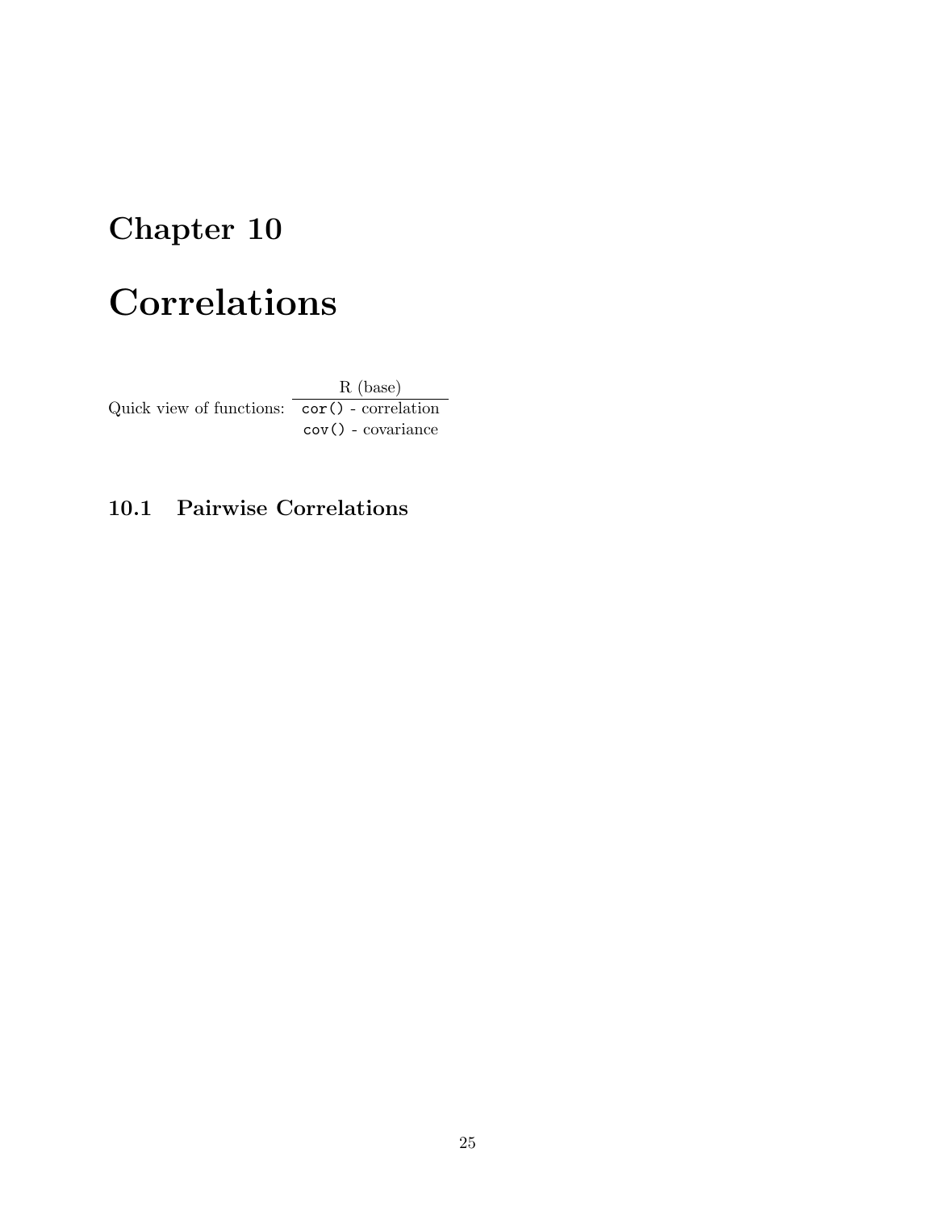# Chapter 10

# Correlations

Quick view of functions:

| R (base) |
| --- |
| `cor()` - correlation |
| `cov()` - covariance |

## 10.1 Pairwise Correlations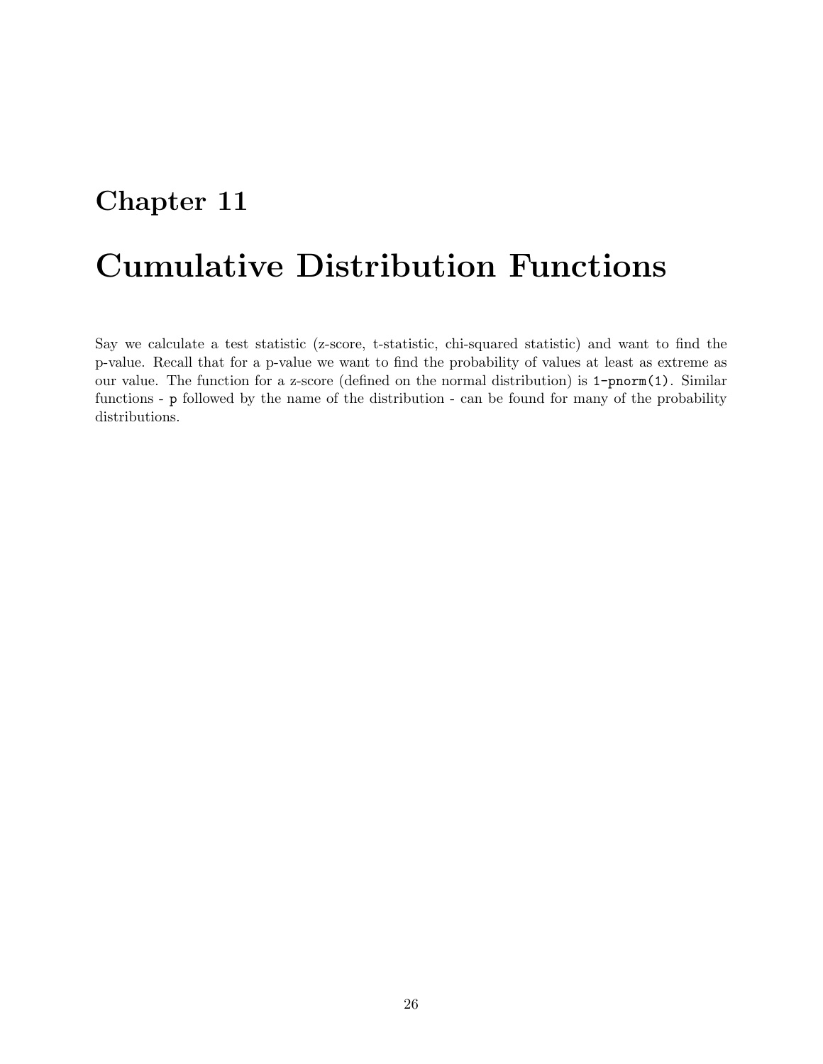# Chapter 11

# Cumulative Distribution Functions

Say we calculate a test statistic (z-score, t-statistic, chi-squared statistic) and want to find the p-value. Recall that for a p-value we want to find the probability of values at least as extreme as our value. The function for a z-score (defined on the normal distribution) is `1-pnorm(1)`. Similar functions - `p` followed by the name of the distribution - can be found for many of the probability distributions.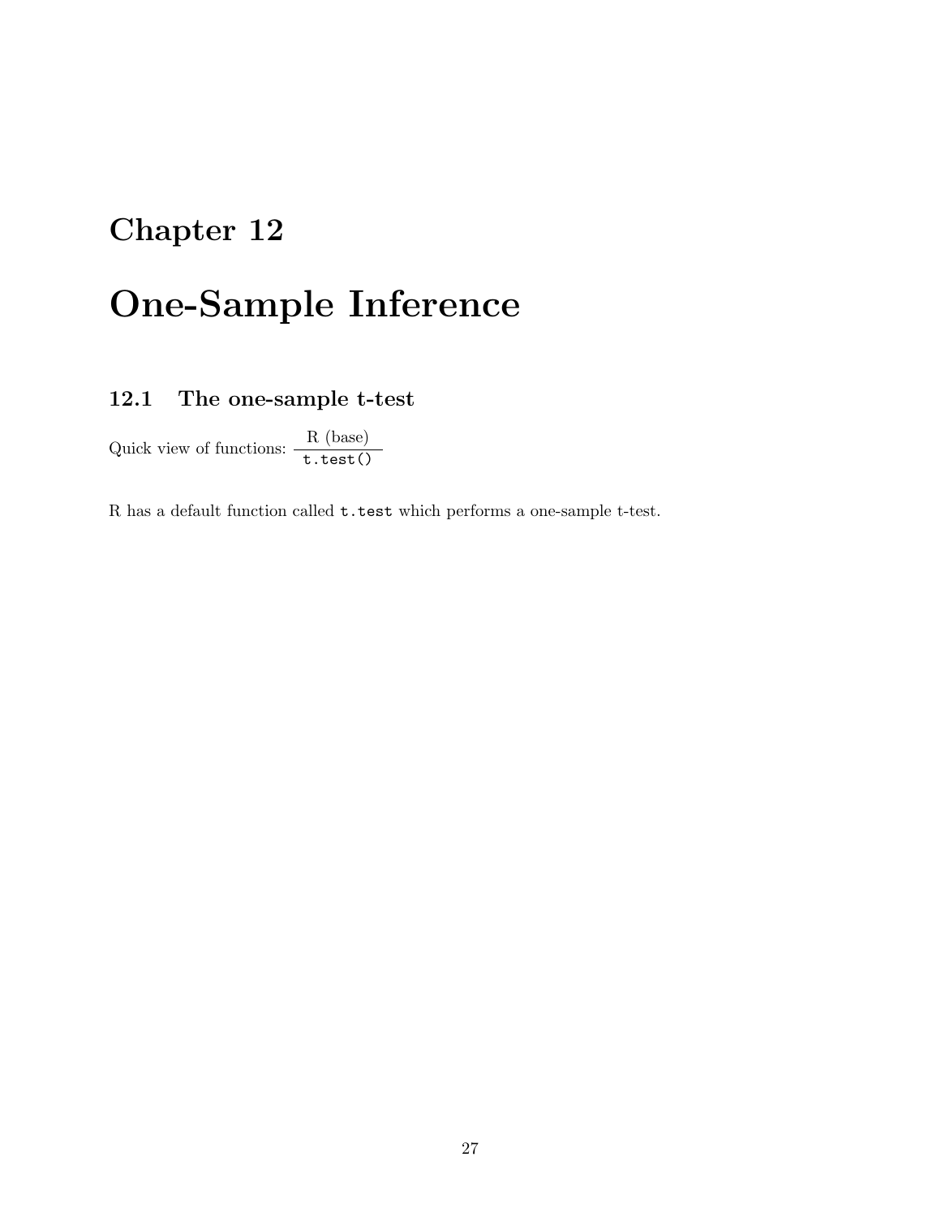# Chapter 12

# One-Sample Inference

## 12.1 The one-sample t-test

Quick view of functions:

| R (base) |
| --- |
| `t.test()` |

R has a default function called `t.test` which performs a one-sample t-test.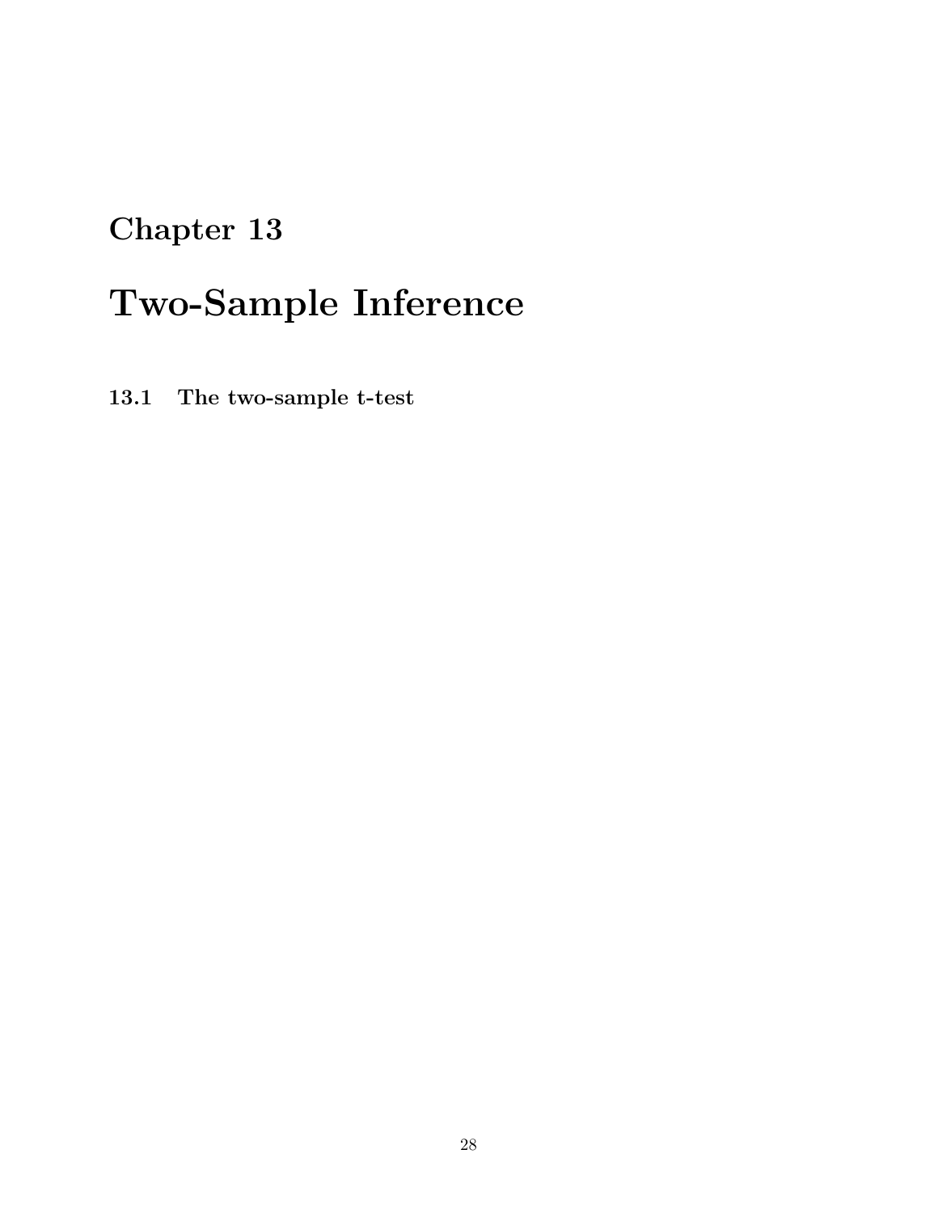# Chapter 13

# Two-Sample Inference

## 13.1 The two-sample t-test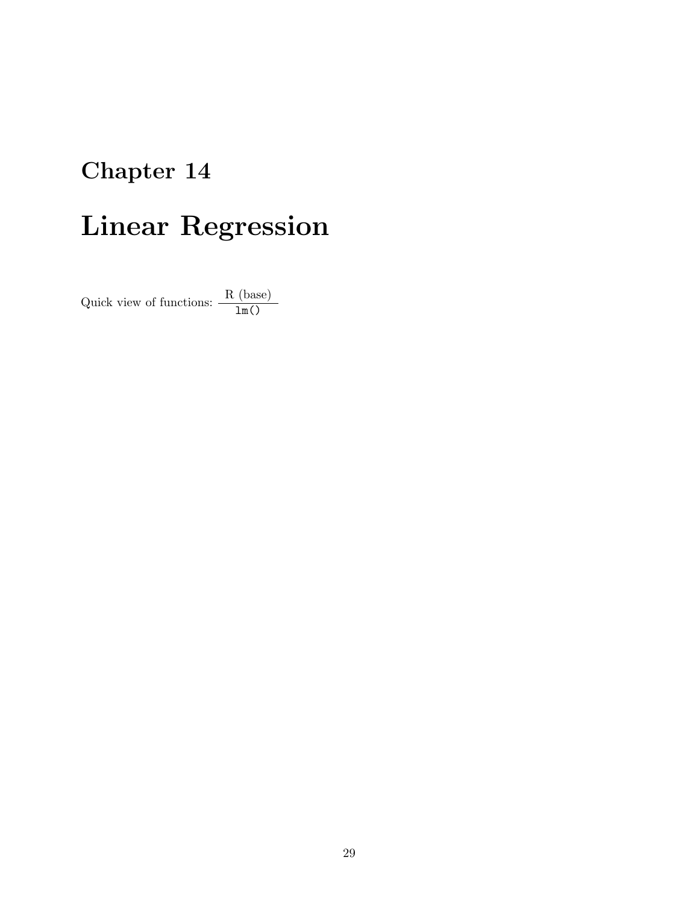# Chapter 14

# Linear Regression

Quick view of functions:

| R (base) |
| --- |
| `lm()` |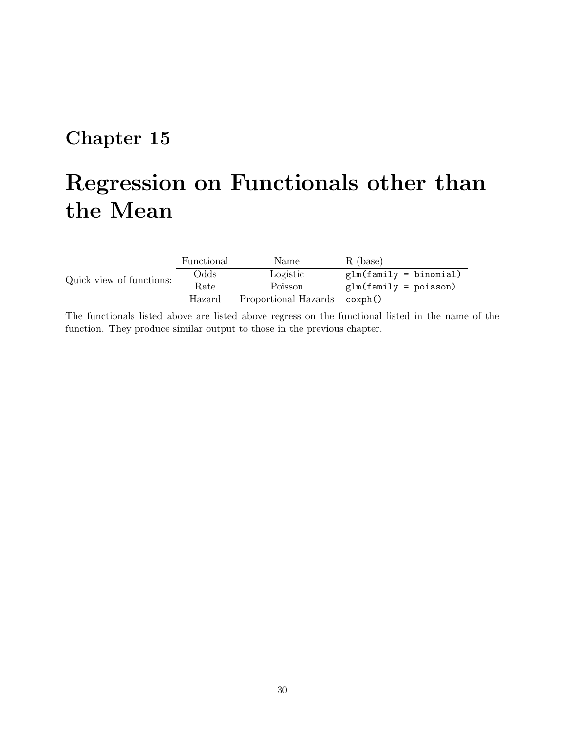# Chapter 15

# Regression on Functionals other than the Mean

Quick view of functions:

| Functional | Name | R (base) |
|---|---|---|
| Odds | Logistic | `glm(family = binomial)` |
| Rate | Poisson | `glm(family = poisson)` |
| Hazard | Proportional Hazards | `coxph()` |

The functionals listed above are listed above regress on the functional listed in the name of the function. They produce similar output to those in the previous chapter.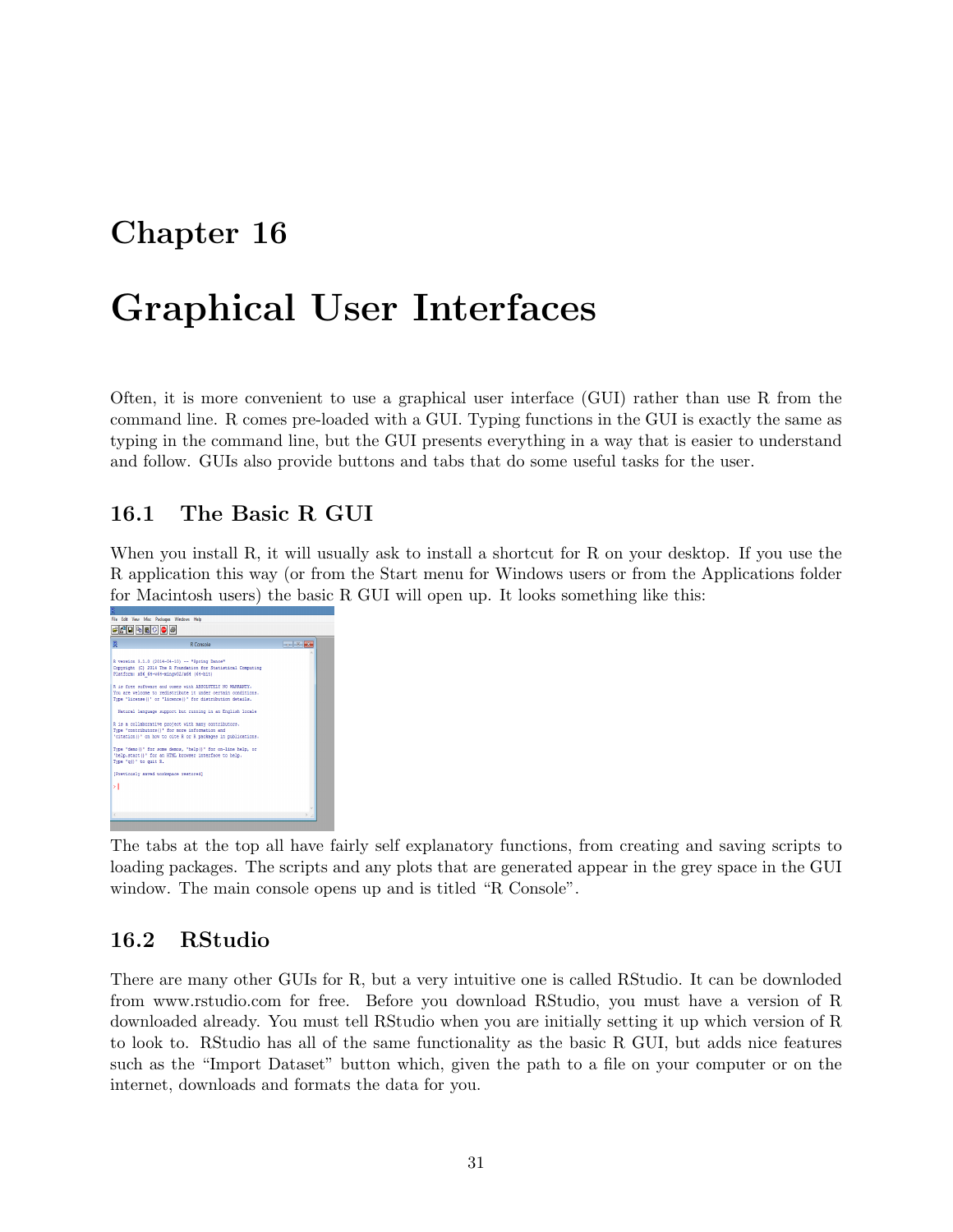# Chapter 16

# Graphical User Interfaces

Often, it is more convenient to use a graphical user interface (GUI) rather than use R from the command line. R comes pre-loaded with a GUI. Typing functions in the GUI is exactly the same as typing in the command line, but the GUI presents everything in a way that is easier to understand and follow. GUIs also provide buttons and tabs that do some useful tasks for the user.

## 16.1 The Basic R GUI

When you install R, it will usually ask to install a shortcut for R on your desktop. If you use the R application this way (or from the Start menu for Windows users or from the Applications folder for Macintosh users) the basic R GUI will open up. It looks something like this:

The tabs at the top all have fairly self explanatory functions, from creating and saving scripts to loading packages. The scripts and any plots that are generated appear in the grey space in the GUI window. The main console opens up and is titled "R Console".

## 16.2 RStudio

There are many other GUIs for R, but a very intuitive one is called RStudio. It can be downloaded from www.rstudio.com for free. Before you download RStudio, you must have a version of R downloaded already. You must tell RStudio when you are initially setting it up which version of R to look to. RStudio has all of the same functionality as the basic R GUI, but adds nice features such as the "Import Dataset" button which, given the path to a file on your computer or on the internet, downloads and formats the data for you.